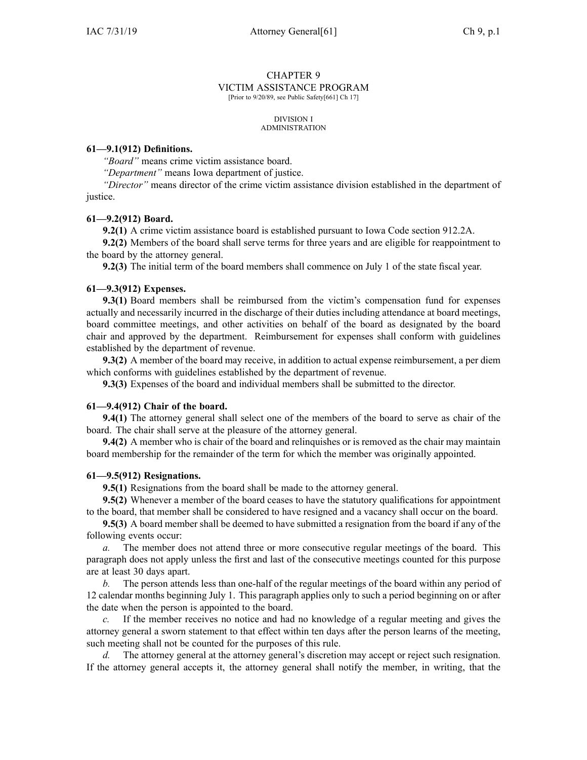# CHAPTER 9
# VICTIM ASSISTANCE PROGRAM

[Prior to 9/20/89, see Public Safety[661] Ch 17]

## DIVISION I
## ADMINISTRATION

**61—9.1(912) Definitions.**

*"Board"* means crime victim assistance board.

*"Department"* means Iowa department of justice.

*"Director"* means director of the crime victim assistance division established in the department of justice.

**61—9.2(912) Board.**

**9.2(1)** A crime victim assistance board is established pursuant to Iowa Code section 912.2A.

**9.2(2)** Members of the board shall serve terms for three years and are eligible for reappointment to the board by the attorney general.

**9.2(3)** The initial term of the board members shall commence on July 1 of the state fiscal year.

**61—9.3(912) Expenses.**

**9.3(1)** Board members shall be reimbursed from the victim's compensation fund for expenses actually and necessarily incurred in the discharge of their duties including attendance at board meetings, board committee meetings, and other activities on behalf of the board as designated by the board chair and approved by the department. Reimbursement for expenses shall conform with guidelines established by the department of revenue.

**9.3(2)** A member of the board may receive, in addition to actual expense reimbursement, a per diem which conforms with guidelines established by the department of revenue.

**9.3(3)** Expenses of the board and individual members shall be submitted to the director.

**61—9.4(912) Chair of the board.**

**9.4(1)** The attorney general shall select one of the members of the board to serve as chair of the board. The chair shall serve at the pleasure of the attorney general.

**9.4(2)** A member who is chair of the board and relinquishes or is removed as the chair may maintain board membership for the remainder of the term for which the member was originally appointed.

**61—9.5(912) Resignations.**

**9.5(1)** Resignations from the board shall be made to the attorney general.

**9.5(2)** Whenever a member of the board ceases to have the statutory qualifications for appointment to the board, that member shall be considered to have resigned and a vacancy shall occur on the board.

**9.5(3)** A board member shall be deemed to have submitted a resignation from the board if any of the following events occur:

*a.* The member does not attend three or more consecutive regular meetings of the board. This paragraph does not apply unless the first and last of the consecutive meetings counted for this purpose are at least 30 days apart.

*b.* The person attends less than one-half of the regular meetings of the board within any period of 12 calendar months beginning July 1. This paragraph applies only to such a period beginning on or after the date when the person is appointed to the board.

*c.* If the member receives no notice and had no knowledge of a regular meeting and gives the attorney general a sworn statement to that effect within ten days after the person learns of the meeting, such meeting shall not be counted for the purposes of this rule.

*d.* The attorney general at the attorney general's discretion may accept or reject such resignation. If the attorney general accepts it, the attorney general shall notify the member, in writing, that the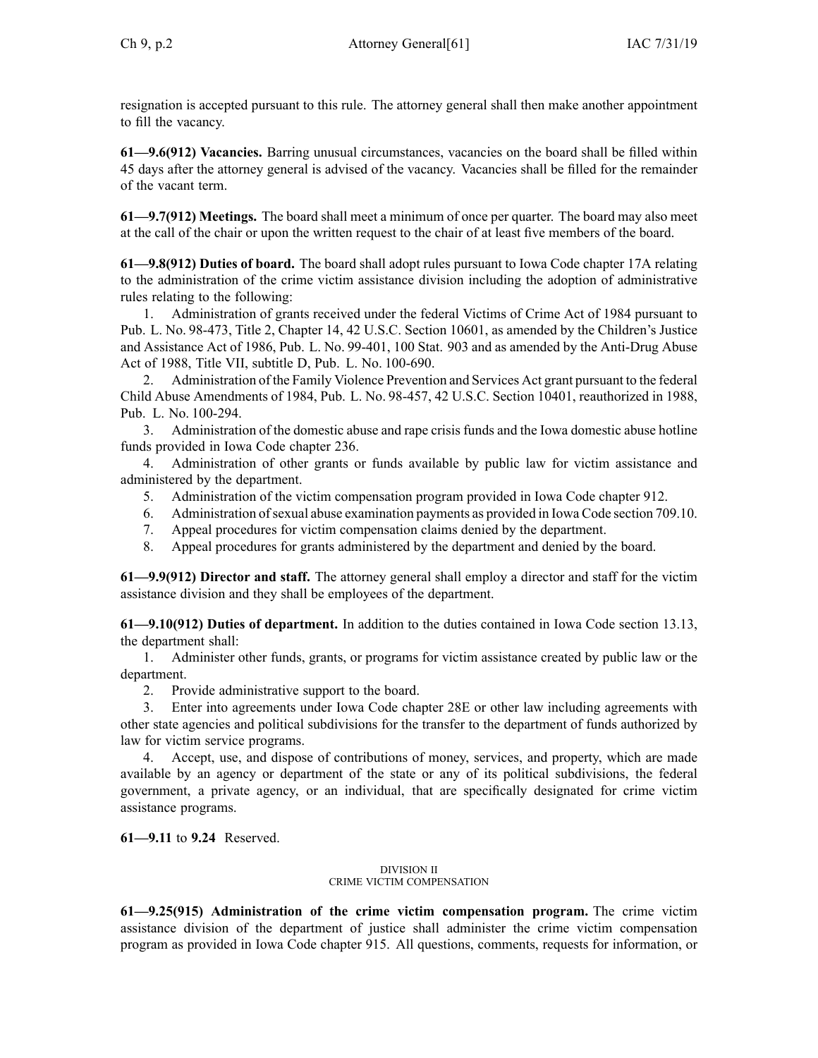resignation is accepted pursuant to this rule. The attorney general shall then make another appointment to fill the vacancy.

**61—9.6(912) Vacancies.** Barring unusual circumstances, vacancies on the board shall be filled within 45 days after the attorney general is advised of the vacancy. Vacancies shall be filled for the remainder of the vacant term.

**61—9.7(912) Meetings.** The board shall meet a minimum of once per quarter. The board may also meet at the call of the chair or upon the written request to the chair of at least five members of the board.

**61—9.8(912) Duties of board.** The board shall adopt rules pursuant to Iowa Code chapter 17A relating to the administration of the crime victim assistance division including the adoption of administrative rules relating to the following:

1. Administration of grants received under the federal Victims of Crime Act of 1984 pursuant to Pub. L. No. 98-473, Title 2, Chapter 14, 42 U.S.C. Section 10601, as amended by the Children's Justice and Assistance Act of 1986, Pub. L. No. 99-401, 100 Stat. 903 and as amended by the Anti-Drug Abuse Act of 1988, Title VII, subtitle D, Pub. L. No. 100-690.
2. Administration of the Family Violence Prevention and Services Act grant pursuant to the federal Child Abuse Amendments of 1984, Pub. L. No. 98-457, 42 U.S.C. Section 10401, reauthorized in 1988, Pub. L. No. 100-294.
3. Administration of the domestic abuse and rape crisis funds and the Iowa domestic abuse hotline funds provided in Iowa Code chapter 236.
4. Administration of other grants or funds available by public law for victim assistance and administered by the department.
5. Administration of the victim compensation program provided in Iowa Code chapter 912.
6. Administration of sexual abuse examination payments as provided in Iowa Code section 709.10.
7. Appeal procedures for victim compensation claims denied by the department.
8. Appeal procedures for grants administered by the department and denied by the board.

**61—9.9(912) Director and staff.** The attorney general shall employ a director and staff for the victim assistance division and they shall be employees of the department.

**61—9.10(912) Duties of department.** In addition to the duties contained in Iowa Code section 13.13, the department shall:

1. Administer other funds, grants, or programs for victim assistance created by public law or the department.
2. Provide administrative support to the board.
3. Enter into agreements under Iowa Code chapter 28E or other law including agreements with other state agencies and political subdivisions for the transfer to the department of funds authorized by law for victim service programs.
4. Accept, use, and dispose of contributions of money, services, and property, which are made available by an agency or department of the state or any of its political subdivisions, the federal government, a private agency, or an individual, that are specifically designated for crime victim assistance programs.

**61—9.11** to **9.24** Reserved.

## DIVISION II
## CRIME VICTIM COMPENSATION

**61—9.25(915) Administration of the crime victim compensation program.** The crime victim assistance division of the department of justice shall administer the crime victim compensation program as provided in Iowa Code chapter 915. All questions, comments, requests for information, or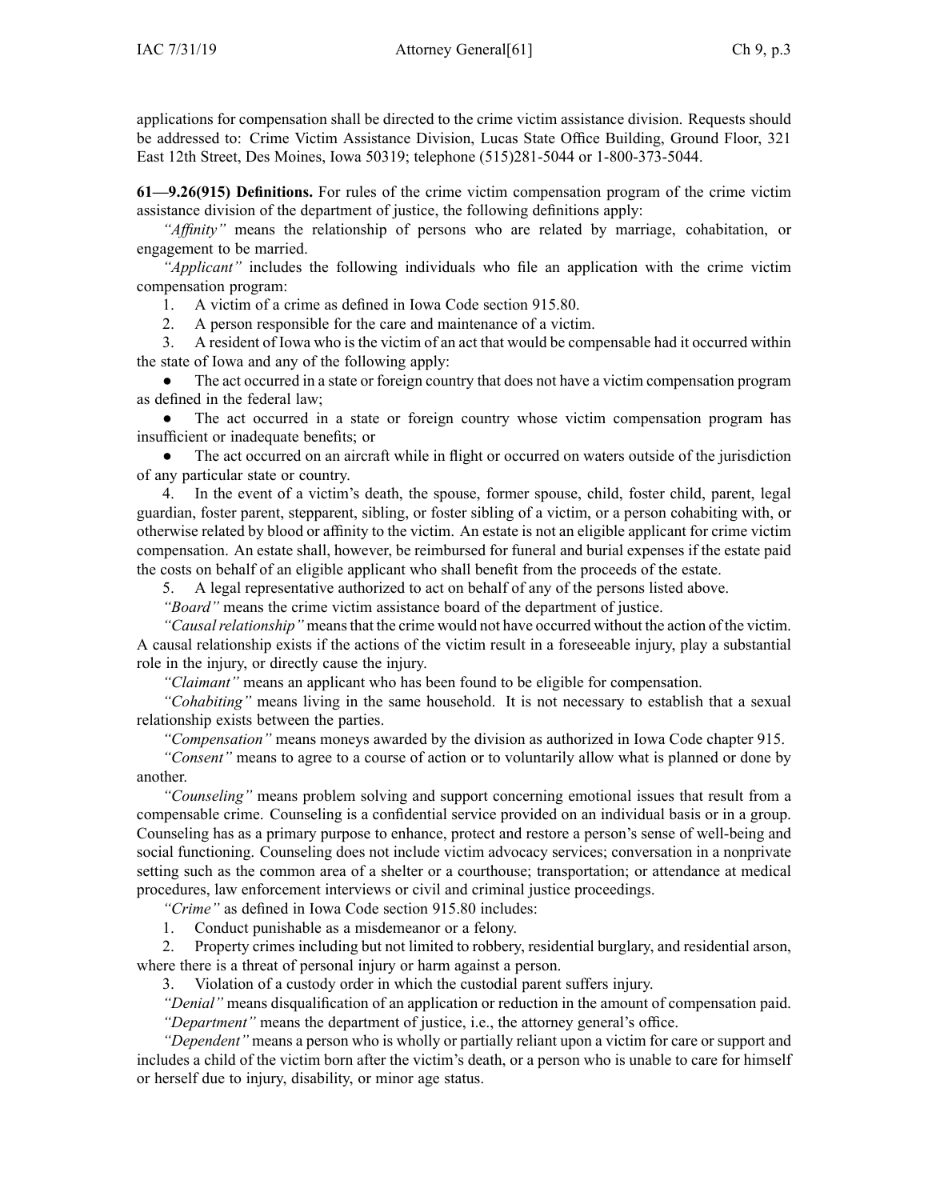applications for compensation shall be directed to the crime victim assistance division. Requests should be addressed to: Crime Victim Assistance Division, Lucas State Office Building, Ground Floor, 321 East 12th Street, Des Moines, Iowa 50319; telephone (515)281-5044 or 1-800-373-5044.

**61—9.26(915) Definitions.** For rules of the crime victim compensation program of the crime victim assistance division of the department of justice, the following definitions apply:

*"Affinity"* means the relationship of persons who are related by marriage, cohabitation, or engagement to be married.

*"Applicant"* includes the following individuals who file an application with the crime victim compensation program:

1. A victim of a crime as defined in Iowa Code section 915.80.
2. A person responsible for the care and maintenance of a victim.
3. A resident of Iowa who is the victim of an act that would be compensable had it occurred within the state of Iowa and any of the following apply:
   - The act occurred in a state or foreign country that does not have a victim compensation program as defined in the federal law;
   - The act occurred in a state or foreign country whose victim compensation program has insufficient or inadequate benefits; or
   - The act occurred on an aircraft while in flight or occurred on waters outside of the jurisdiction of any particular state or country.
4. In the event of a victim's death, the spouse, former spouse, child, foster child, parent, legal guardian, foster parent, stepparent, sibling, or foster sibling of a victim, or a person cohabiting with, or otherwise related by blood or affinity to the victim. An estate is not an eligible applicant for crime victim compensation. An estate shall, however, be reimbursed for funeral and burial expenses if the estate paid the costs on behalf of an eligible applicant who shall benefit from the proceeds of the estate.
5. A legal representative authorized to act on behalf of any of the persons listed above.

*"Board"* means the crime victim assistance board of the department of justice.

*"Causal relationship"* means that the crime would not have occurred without the action of the victim. A causal relationship exists if the actions of the victim result in a foreseeable injury, play a substantial role in the injury, or directly cause the injury.

*"Claimant"* means an applicant who has been found to be eligible for compensation.

*"Cohabiting"* means living in the same household. It is not necessary to establish that a sexual relationship exists between the parties.

*"Compensation"* means moneys awarded by the division as authorized in Iowa Code chapter 915.

*"Consent"* means to agree to a course of action or to voluntarily allow what is planned or done by another.

*"Counseling"* means problem solving and support concerning emotional issues that result from a compensable crime. Counseling is a confidential service provided on an individual basis or in a group. Counseling has as a primary purpose to enhance, protect and restore a person's sense of well-being and social functioning. Counseling does not include victim advocacy services; conversation in a nonprivate setting such as the common area of a shelter or a courthouse; transportation; or attendance at medical procedures, law enforcement interviews or civil and criminal justice proceedings.

*"Crime"* as defined in Iowa Code section 915.80 includes:

1. Conduct punishable as a misdemeanor or a felony.
2. Property crimes including but not limited to robbery, residential burglary, and residential arson, where there is a threat of personal injury or harm against a person.
3. Violation of a custody order in which the custodial parent suffers injury.

*"Denial"* means disqualification of an application or reduction in the amount of compensation paid.

*"Department"* means the department of justice, i.e., the attorney general's office.

*"Dependent"* means a person who is wholly or partially reliant upon a victim for care or support and includes a child of the victim born after the victim's death, or a person who is unable to care for himself or herself due to injury, disability, or minor age status.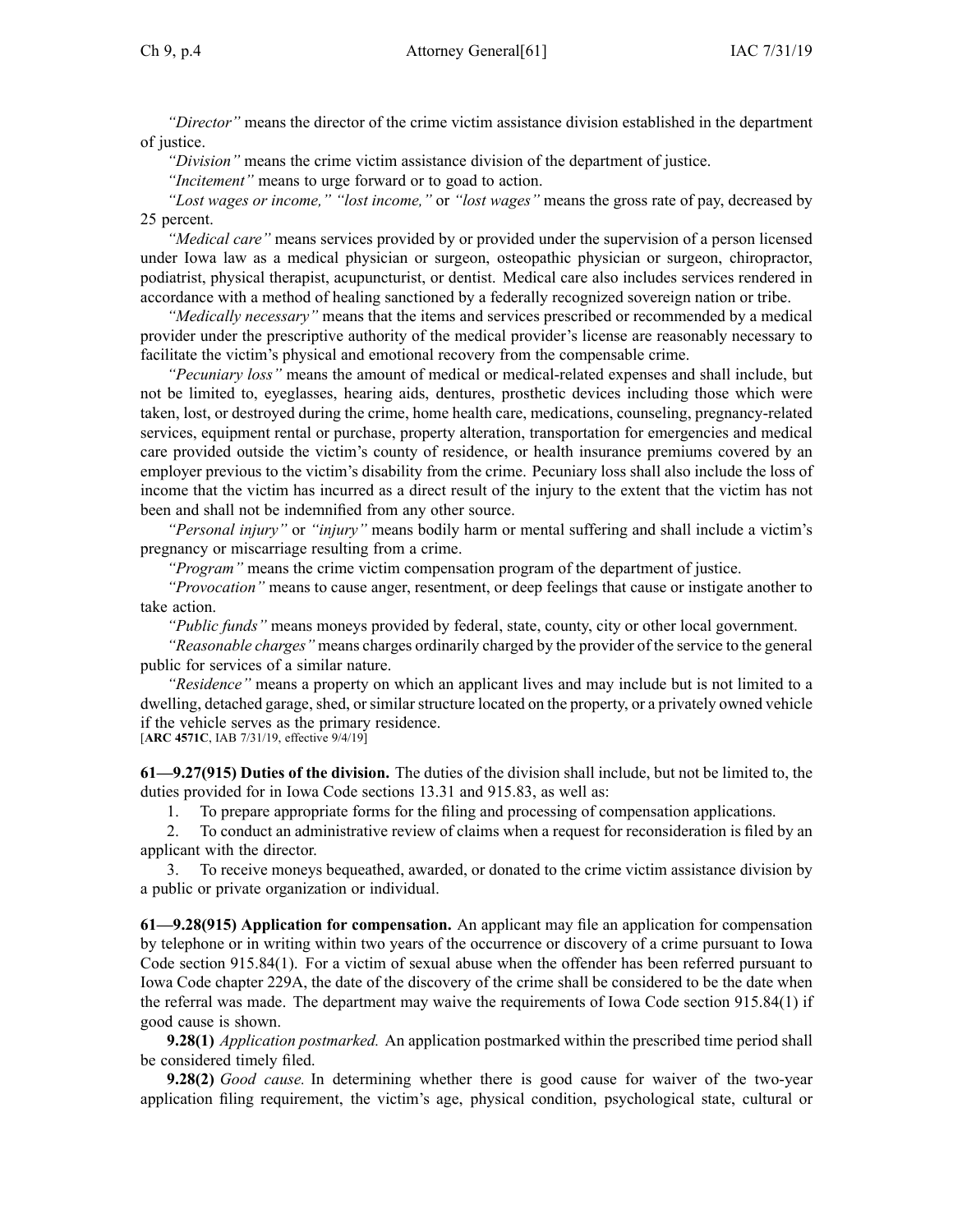*"Director"* means the director of the crime victim assistance division established in the department of justice.

*"Division"* means the crime victim assistance division of the department of justice.

*"Incitement"* means to urge forward or to goad to action.

*"Lost wages or income," "lost income,"* or *"lost wages"* means the gross rate of pay, decreased by 25 percent.

*"Medical care"* means services provided by or provided under the supervision of a person licensed under Iowa law as a medical physician or surgeon, osteopathic physician or surgeon, chiropractor, podiatrist, physical therapist, acupuncturist, or dentist. Medical care also includes services rendered in accordance with a method of healing sanctioned by a federally recognized sovereign nation or tribe.

*"Medically necessary"* means that the items and services prescribed or recommended by a medical provider under the prescriptive authority of the medical provider's license are reasonably necessary to facilitate the victim's physical and emotional recovery from the compensable crime.

*"Pecuniary loss"* means the amount of medical or medical-related expenses and shall include, but not be limited to, eyeglasses, hearing aids, dentures, prosthetic devices including those which were taken, lost, or destroyed during the crime, home health care, medications, counseling, pregnancy-related services, equipment rental or purchase, property alteration, transportation for emergencies and medical care provided outside the victim's county of residence, or health insurance premiums covered by an employer previous to the victim's disability from the crime. Pecuniary loss shall also include the loss of income that the victim has incurred as a direct result of the injury to the extent that the victim has not been and shall not be indemnified from any other source.

*"Personal injury"* or *"injury"* means bodily harm or mental suffering and shall include a victim's pregnancy or miscarriage resulting from a crime.

*"Program"* means the crime victim compensation program of the department of justice.

*"Provocation"* means to cause anger, resentment, or deep feelings that cause or instigate another to take action.

*"Public funds"* means moneys provided by federal, state, county, city or other local government.

*"Reasonable charges"* means charges ordinarily charged by the provider of the service to the general public for services of a similar nature.

*"Residence"* means a property on which an applicant lives and may include but is not limited to a dwelling, detached garage, shed, or similar structure located on the property, or a privately owned vehicle if the vehicle serves as the primary residence.

[**ARC 4571C**, IAB 7/31/19, effective 9/4/19]

**61—9.27(915) Duties of the division.** The duties of the division shall include, but not be limited to, the duties provided for in Iowa Code sections 13.31 and 915.83, as well as:

1. To prepare appropriate forms for the filing and processing of compensation applications.
2. To conduct an administrative review of claims when a request for reconsideration is filed by an applicant with the director.
3. To receive moneys bequeathed, awarded, or donated to the crime victim assistance division by a public or private organization or individual.

**61—9.28(915) Application for compensation.** An applicant may file an application for compensation by telephone or in writing within two years of the occurrence or discovery of a crime pursuant to Iowa Code section 915.84(1). For a victim of sexual abuse when the offender has been referred pursuant to Iowa Code chapter 229A, the date of the discovery of the crime shall be considered to be the date when the referral was made. The department may waive the requirements of Iowa Code section 915.84(1) if good cause is shown.

**9.28(1)** *Application postmarked.* An application postmarked within the prescribed time period shall be considered timely filed.

**9.28(2)** *Good cause.* In determining whether there is good cause for waiver of the two-year application filing requirement, the victim's age, physical condition, psychological state, cultural or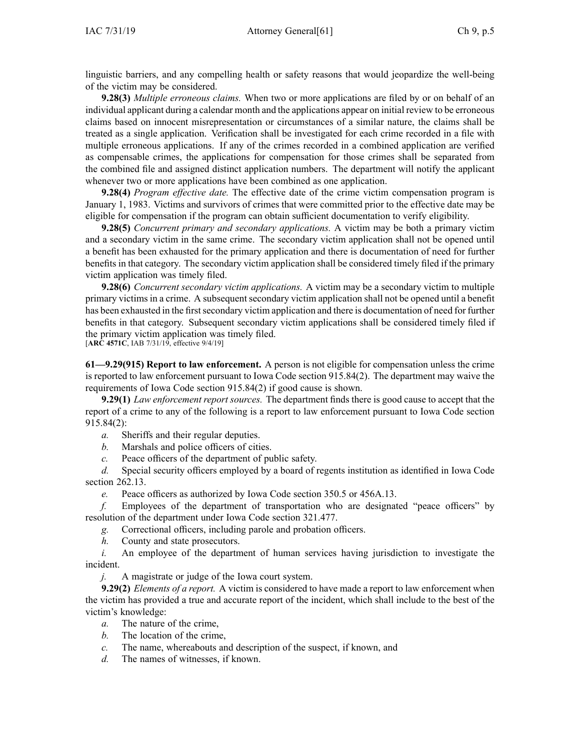linguistic barriers, and any compelling health or safety reasons that would jeopardize the well-being of the victim may be considered.

**9.28(3)** *Multiple erroneous claims.* When two or more applications are filed by or on behalf of an individual applicant during a calendar month and the applications appear on initial review to be erroneous claims based on innocent misrepresentation or circumstances of a similar nature, the claims shall be treated as a single application. Verification shall be investigated for each crime recorded in a file with multiple erroneous applications. If any of the crimes recorded in a combined application are verified as compensable crimes, the applications for compensation for those crimes shall be separated from the combined file and assigned distinct application numbers. The department will notify the applicant whenever two or more applications have been combined as one application.

**9.28(4)** *Program effective date.* The effective date of the crime victim compensation program is January 1, 1983. Victims and survivors of crimes that were committed prior to the effective date may be eligible for compensation if the program can obtain sufficient documentation to verify eligibility.

**9.28(5)** *Concurrent primary and secondary applications.* A victim may be both a primary victim and a secondary victim in the same crime. The secondary victim application shall not be opened until a benefit has been exhausted for the primary application and there is documentation of need for further benefits in that category. The secondary victim application shall be considered timely filed if the primary victim application was timely filed.

**9.28(6)** *Concurrent secondary victim applications.* A victim may be a secondary victim to multiple primary victims in a crime. A subsequent secondary victim application shall not be opened until a benefit has been exhausted in the first secondary victim application and there is documentation of need for further benefits in that category. Subsequent secondary victim applications shall be considered timely filed if the primary victim application was timely filed.
[**ARC 4571C**, IAB 7/31/19, effective 9/4/19]

**61—9.29(915) Report to law enforcement.** A person is not eligible for compensation unless the crime is reported to law enforcement pursuant to Iowa Code section 915.84(2). The department may waive the requirements of Iowa Code section 915.84(2) if good cause is shown.

**9.29(1)** *Law enforcement report sources.* The department finds there is good cause to accept that the report of a crime to any of the following is a report to law enforcement pursuant to Iowa Code section 915.84(2):

*a.* Sheriffs and their regular deputies.

*b.* Marshals and police officers of cities.

*c.* Peace officers of the department of public safety.

*d.* Special security officers employed by a board of regents institution as identified in Iowa Code section 262.13.

*e.* Peace officers as authorized by Iowa Code section 350.5 or 456A.13.

*f.* Employees of the department of transportation who are designated "peace officers" by resolution of the department under Iowa Code section 321.477.

*g.* Correctional officers, including parole and probation officers.

*h.* County and state prosecutors.

*i.* An employee of the department of human services having jurisdiction to investigate the incident.

*j.* A magistrate or judge of the Iowa court system.

**9.29(2)** *Elements of a report.* A victim is considered to have made a report to law enforcement when the victim has provided a true and accurate report of the incident, which shall include to the best of the victim's knowledge:

*a.* The nature of the crime,

*b.* The location of the crime,

*c.* The name, whereabouts and description of the suspect, if known, and

*d.* The names of witnesses, if known.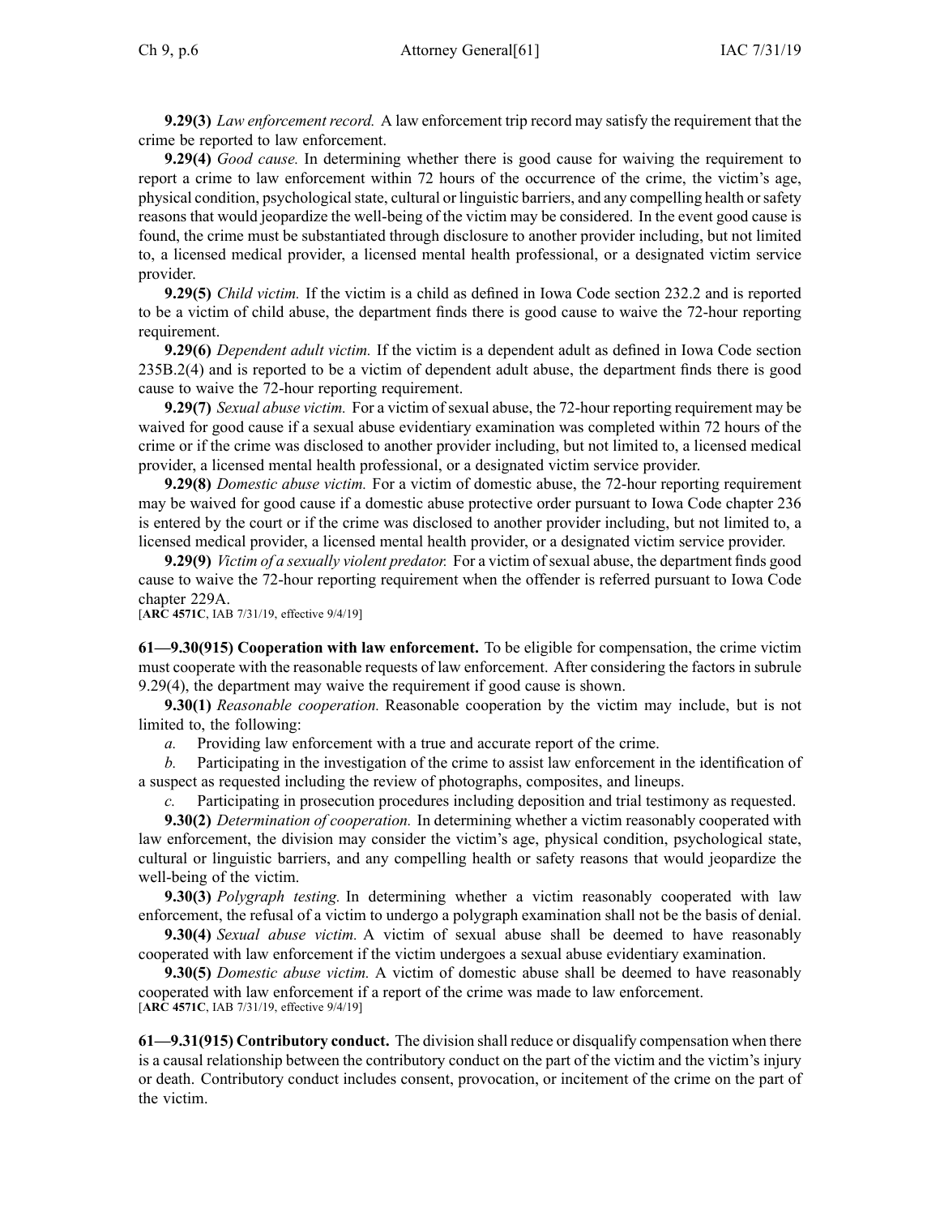**9.29(3)** *Law enforcement record.* A law enforcement trip record may satisfy the requirement that the crime be reported to law enforcement.

**9.29(4)** *Good cause.* In determining whether there is good cause for waiving the requirement to report a crime to law enforcement within 72 hours of the occurrence of the crime, the victim's age, physical condition, psychological state, cultural or linguistic barriers, and any compelling health or safety reasons that would jeopardize the well-being of the victim may be considered. In the event good cause is found, the crime must be substantiated through disclosure to another provider including, but not limited to, a licensed medical provider, a licensed mental health professional, or a designated victim service provider.

**9.29(5)** *Child victim.* If the victim is a child as defined in Iowa Code section 232.2 and is reported to be a victim of child abuse, the department finds there is good cause to waive the 72-hour reporting requirement.

**9.29(6)** *Dependent adult victim.* If the victim is a dependent adult as defined in Iowa Code section 235B.2(4) and is reported to be a victim of dependent adult abuse, the department finds there is good cause to waive the 72-hour reporting requirement.

**9.29(7)** *Sexual abuse victim.* For a victim of sexual abuse, the 72-hour reporting requirement may be waived for good cause if a sexual abuse evidentiary examination was completed within 72 hours of the crime or if the crime was disclosed to another provider including, but not limited to, a licensed medical provider, a licensed mental health professional, or a designated victim service provider.

**9.29(8)** *Domestic abuse victim.* For a victim of domestic abuse, the 72-hour reporting requirement may be waived for good cause if a domestic abuse protective order pursuant to Iowa Code chapter 236 is entered by the court or if the crime was disclosed to another provider including, but not limited to, a licensed medical provider, a licensed mental health provider, or a designated victim service provider.

**9.29(9)** *Victim of a sexually violent predator.* For a victim of sexual abuse, the department finds good cause to waive the 72-hour reporting requirement when the offender is referred pursuant to Iowa Code chapter 229A.

[**ARC 4571C**, IAB 7/31/19, effective 9/4/19]

**61—9.30(915) Cooperation with law enforcement.** To be eligible for compensation, the crime victim must cooperate with the reasonable requests of law enforcement. After considering the factors in subrule 9.29(4), the department may waive the requirement if good cause is shown.

**9.30(1)** *Reasonable cooperation.* Reasonable cooperation by the victim may include, but is not limited to, the following:

*a.* Providing law enforcement with a true and accurate report of the crime.

*b.* Participating in the investigation of the crime to assist law enforcement in the identification of a suspect as requested including the review of photographs, composites, and lineups.

*c.* Participating in prosecution procedures including deposition and trial testimony as requested.

**9.30(2)** *Determination of cooperation.* In determining whether a victim reasonably cooperated with law enforcement, the division may consider the victim's age, physical condition, psychological state, cultural or linguistic barriers, and any compelling health or safety reasons that would jeopardize the well-being of the victim.

**9.30(3)** *Polygraph testing.* In determining whether a victim reasonably cooperated with law enforcement, the refusal of a victim to undergo a polygraph examination shall not be the basis of denial.

**9.30(4)** *Sexual abuse victim.* A victim of sexual abuse shall be deemed to have reasonably cooperated with law enforcement if the victim undergoes a sexual abuse evidentiary examination.

**9.30(5)** *Domestic abuse victim.* A victim of domestic abuse shall be deemed to have reasonably cooperated with law enforcement if a report of the crime was made to law enforcement.

[**ARC 4571C**, IAB 7/31/19, effective 9/4/19]

**61—9.31(915) Contributory conduct.** The division shall reduce or disqualify compensation when there is a causal relationship between the contributory conduct on the part of the victim and the victim's injury or death. Contributory conduct includes consent, provocation, or incitement of the crime on the part of the victim.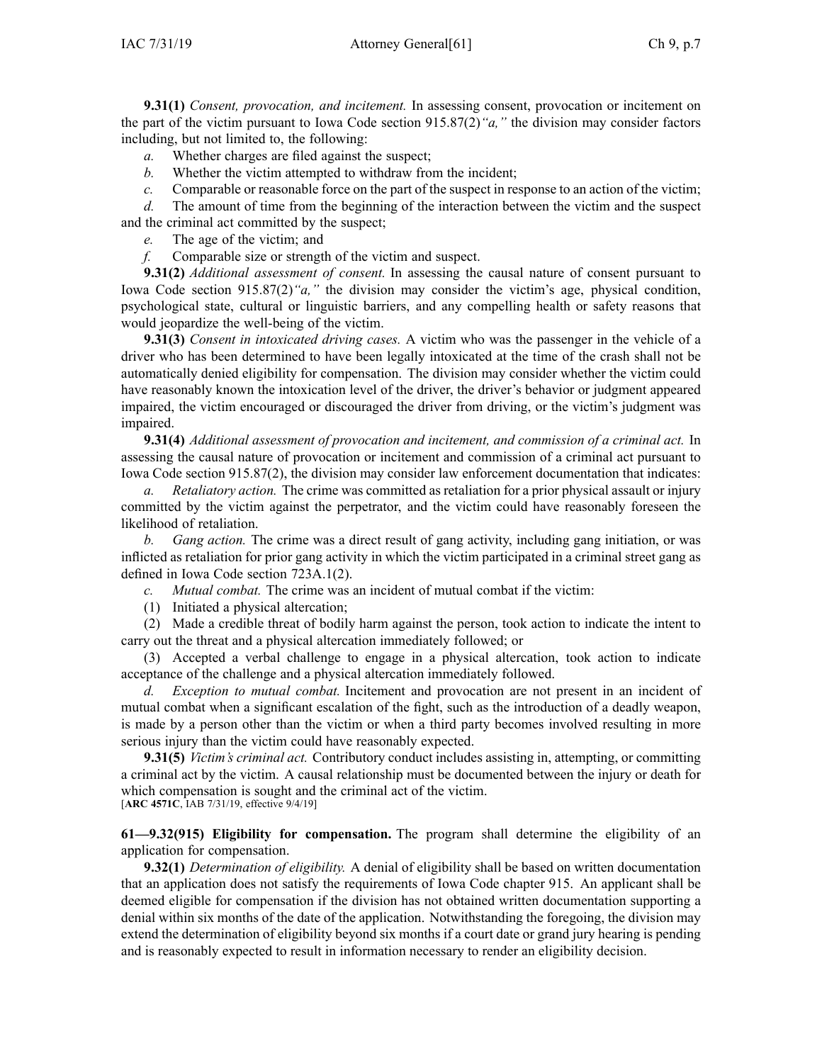**9.31(1)** *Consent, provocation, and incitement.* In assessing consent, provocation or incitement on the part of the victim pursuant to Iowa Code section 915.87(2)*"a,"* the division may consider factors including, but not limited to, the following:

*a.* Whether charges are filed against the suspect;

*b.* Whether the victim attempted to withdraw from the incident;

*c.* Comparable or reasonable force on the part of the suspect in response to an action of the victim;

*d.* The amount of time from the beginning of the interaction between the victim and the suspect and the criminal act committed by the suspect;

*e.* The age of the victim; and

*f.* Comparable size or strength of the victim and suspect.

**9.31(2)** *Additional assessment of consent.* In assessing the causal nature of consent pursuant to Iowa Code section 915.87(2)*"a,"* the division may consider the victim's age, physical condition, psychological state, cultural or linguistic barriers, and any compelling health or safety reasons that would jeopardize the well-being of the victim.

**9.31(3)** *Consent in intoxicated driving cases.* A victim who was the passenger in the vehicle of a driver who has been determined to have been legally intoxicated at the time of the crash shall not be automatically denied eligibility for compensation. The division may consider whether the victim could have reasonably known the intoxication level of the driver, the driver's behavior or judgment appeared impaired, the victim encouraged or discouraged the driver from driving, or the victim's judgment was impaired.

**9.31(4)** *Additional assessment of provocation and incitement, and commission of a criminal act.* In assessing the causal nature of provocation or incitement and commission of a criminal act pursuant to Iowa Code section 915.87(2), the division may consider law enforcement documentation that indicates:

*a.* *Retaliatory action.* The crime was committed as retaliation for a prior physical assault or injury committed by the victim against the perpetrator, and the victim could have reasonably foreseen the likelihood of retaliation.

*b.* *Gang action.* The crime was a direct result of gang activity, including gang initiation, or was inflicted as retaliation for prior gang activity in which the victim participated in a criminal street gang as defined in Iowa Code section 723A.1(2).

*c.* *Mutual combat.* The crime was an incident of mutual combat if the victim:

(1) Initiated a physical altercation;

(2) Made a credible threat of bodily harm against the person, took action to indicate the intent to carry out the threat and a physical altercation immediately followed; or

(3) Accepted a verbal challenge to engage in a physical altercation, took action to indicate acceptance of the challenge and a physical altercation immediately followed.

*d.* *Exception to mutual combat.* Incitement and provocation are not present in an incident of mutual combat when a significant escalation of the fight, such as the introduction of a deadly weapon, is made by a person other than the victim or when a third party becomes involved resulting in more serious injury than the victim could have reasonably expected.

**9.31(5)** *Victim's criminal act.* Contributory conduct includes assisting in, attempting, or committing a criminal act by the victim. A causal relationship must be documented between the injury or death for which compensation is sought and the criminal act of the victim.
[**ARC 4571C**, IAB 7/31/19, effective 9/4/19]

**61—9.32(915) Eligibility for compensation.** The program shall determine the eligibility of an application for compensation.

**9.32(1)** *Determination of eligibility.* A denial of eligibility shall be based on written documentation that an application does not satisfy the requirements of Iowa Code chapter 915. An applicant shall be deemed eligible for compensation if the division has not obtained written documentation supporting a denial within six months of the date of the application. Notwithstanding the foregoing, the division may extend the determination of eligibility beyond six months if a court date or grand jury hearing is pending and is reasonably expected to result in information necessary to render an eligibility decision.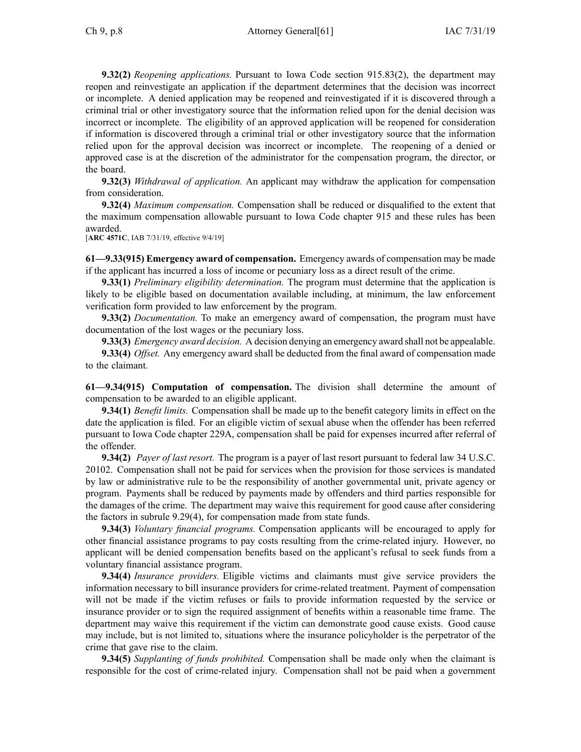**9.32(2)** *Reopening applications.* Pursuant to Iowa Code section 915.83(2), the department may reopen and reinvestigate an application if the department determines that the decision was incorrect or incomplete. A denied application may be reopened and reinvestigated if it is discovered through a criminal trial or other investigatory source that the information relied upon for the denial decision was incorrect or incomplete. The eligibility of an approved application will be reopened for consideration if information is discovered through a criminal trial or other investigatory source that the information relied upon for the approval decision was incorrect or incomplete. The reopening of a denied or approved case is at the discretion of the administrator for the compensation program, the director, or the board.

**9.32(3)** *Withdrawal of application.* An applicant may withdraw the application for compensation from consideration.

**9.32(4)** *Maximum compensation.* Compensation shall be reduced or disqualified to the extent that the maximum compensation allowable pursuant to Iowa Code chapter 915 and these rules has been awarded.

[**ARC 4571C**, IAB 7/31/19, effective 9/4/19]

**61—9.33(915) Emergency award of compensation.** Emergency awards of compensation may be made if the applicant has incurred a loss of income or pecuniary loss as a direct result of the crime.

**9.33(1)** *Preliminary eligibility determination.* The program must determine that the application is likely to be eligible based on documentation available including, at minimum, the law enforcement verification form provided to law enforcement by the program.

**9.33(2)** *Documentation.* To make an emergency award of compensation, the program must have documentation of the lost wages or the pecuniary loss.

**9.33(3)** *Emergency award decision.* A decision denying an emergency award shall not be appealable.

**9.33(4)** *Offset.* Any emergency award shall be deducted from the final award of compensation made to the claimant.

**61—9.34(915) Computation of compensation.** The division shall determine the amount of compensation to be awarded to an eligible applicant.

**9.34(1)** *Benefit limits.* Compensation shall be made up to the benefit category limits in effect on the date the application is filed. For an eligible victim of sexual abuse when the offender has been referred pursuant to Iowa Code chapter 229A, compensation shall be paid for expenses incurred after referral of the offender.

**9.34(2)** *Payer of last resort.* The program is a payer of last resort pursuant to federal law 34 U.S.C. 20102. Compensation shall not be paid for services when the provision for those services is mandated by law or administrative rule to be the responsibility of another governmental unit, private agency or program. Payments shall be reduced by payments made by offenders and third parties responsible for the damages of the crime. The department may waive this requirement for good cause after considering the factors in subrule 9.29(4), for compensation made from state funds.

**9.34(3)** *Voluntary financial programs.* Compensation applicants will be encouraged to apply for other financial assistance programs to pay costs resulting from the crime-related injury. However, no applicant will be denied compensation benefits based on the applicant's refusal to seek funds from a voluntary financial assistance program.

**9.34(4)** *Insurance providers.* Eligible victims and claimants must give service providers the information necessary to bill insurance providers for crime-related treatment. Payment of compensation will not be made if the victim refuses or fails to provide information requested by the service or insurance provider or to sign the required assignment of benefits within a reasonable time frame. The department may waive this requirement if the victim can demonstrate good cause exists. Good cause may include, but is not limited to, situations where the insurance policyholder is the perpetrator of the crime that gave rise to the claim.

**9.34(5)** *Supplanting of funds prohibited.* Compensation shall be made only when the claimant is responsible for the cost of crime-related injury. Compensation shall not be paid when a government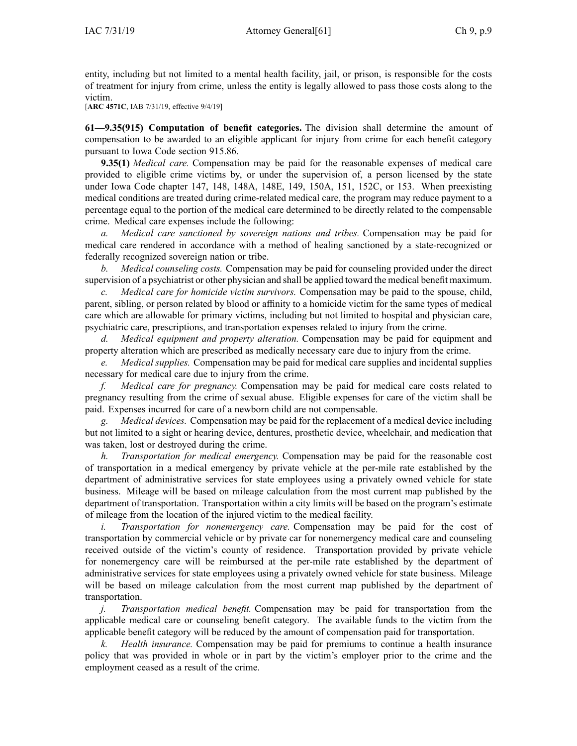entity, including but not limited to a mental health facility, jail, or prison, is responsible for the costs of treatment for injury from crime, unless the entity is legally allowed to pass those costs along to the victim.

[**ARC 4571C**, IAB 7/31/19, effective 9/4/19]

**61—9.35(915) Computation of benefit categories.** The division shall determine the amount of compensation to be awarded to an eligible applicant for injury from crime for each benefit category pursuant to Iowa Code section 915.86.

**9.35(1)** *Medical care.* Compensation may be paid for the reasonable expenses of medical care provided to eligible crime victims by, or under the supervision of, a person licensed by the state under Iowa Code chapter 147, 148, 148A, 148E, 149, 150A, 151, 152C, or 153. When preexisting medical conditions are treated during crime-related medical care, the program may reduce payment to a percentage equal to the portion of the medical care determined to be directly related to the compensable crime. Medical care expenses include the following:

*a. Medical care sanctioned by sovereign nations and tribes.* Compensation may be paid for medical care rendered in accordance with a method of healing sanctioned by a state-recognized or federally recognized sovereign nation or tribe.

*b. Medical counseling costs.* Compensation may be paid for counseling provided under the direct supervision of a psychiatrist or other physician and shall be applied toward the medical benefit maximum.

*c. Medical care for homicide victim survivors.* Compensation may be paid to the spouse, child, parent, sibling, or person related by blood or affinity to a homicide victim for the same types of medical care which are allowable for primary victims, including but not limited to hospital and physician care, psychiatric care, prescriptions, and transportation expenses related to injury from the crime.

*d. Medical equipment and property alteration.* Compensation may be paid for equipment and property alteration which are prescribed as medically necessary care due to injury from the crime.

*e. Medical supplies.* Compensation may be paid for medical care supplies and incidental supplies necessary for medical care due to injury from the crime.

*f. Medical care for pregnancy.* Compensation may be paid for medical care costs related to pregnancy resulting from the crime of sexual abuse. Eligible expenses for care of the victim shall be paid. Expenses incurred for care of a newborn child are not compensable.

*g. Medical devices.* Compensation may be paid for the replacement of a medical device including but not limited to a sight or hearing device, dentures, prosthetic device, wheelchair, and medication that was taken, lost or destroyed during the crime.

*h. Transportation for medical emergency.* Compensation may be paid for the reasonable cost of transportation in a medical emergency by private vehicle at the per-mile rate established by the department of administrative services for state employees using a privately owned vehicle for state business. Mileage will be based on mileage calculation from the most current map published by the department of transportation. Transportation within a city limits will be based on the program's estimate of mileage from the location of the injured victim to the medical facility.

*i. Transportation for nonemergency care.* Compensation may be paid for the cost of transportation by commercial vehicle or by private car for nonemergency medical care and counseling received outside of the victim's county of residence. Transportation provided by private vehicle for nonemergency care will be reimbursed at the per-mile rate established by the department of administrative services for state employees using a privately owned vehicle for state business. Mileage will be based on mileage calculation from the most current map published by the department of transportation.

*j. Transportation medical benefit.* Compensation may be paid for transportation from the applicable medical care or counseling benefit category. The available funds to the victim from the applicable benefit category will be reduced by the amount of compensation paid for transportation.

*k. Health insurance.* Compensation may be paid for premiums to continue a health insurance policy that was provided in whole or in part by the victim's employer prior to the crime and the employment ceased as a result of the crime.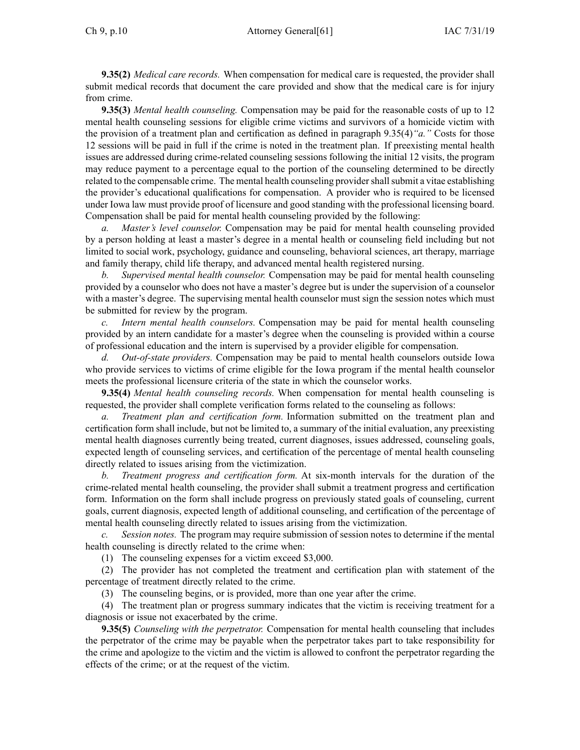**9.35(2)** *Medical care records.* When compensation for medical care is requested, the provider shall submit medical records that document the care provided and show that the medical care is for injury from crime.

**9.35(3)** *Mental health counseling.* Compensation may be paid for the reasonable costs of up to 12 mental health counseling sessions for eligible crime victims and survivors of a homicide victim with the provision of a treatment plan and certification as defined in paragraph 9.35(4)*"a."* Costs for those 12 sessions will be paid in full if the crime is noted in the treatment plan. If preexisting mental health issues are addressed during crime-related counseling sessions following the initial 12 visits, the program may reduce payment to a percentage equal to the portion of the counseling determined to be directly related to the compensable crime. The mental health counseling provider shall submit a vitae establishing the provider's educational qualifications for compensation. A provider who is required to be licensed under Iowa law must provide proof of licensure and good standing with the professional licensing board. Compensation shall be paid for mental health counseling provided by the following:

*a. Master's level counselor.* Compensation may be paid for mental health counseling provided by a person holding at least a master's degree in a mental health or counseling field including but not limited to social work, psychology, guidance and counseling, behavioral sciences, art therapy, marriage and family therapy, child life therapy, and advanced mental health registered nursing.

*b. Supervised mental health counselor.* Compensation may be paid for mental health counseling provided by a counselor who does not have a master's degree but is under the supervision of a counselor with a master's degree. The supervising mental health counselor must sign the session notes which must be submitted for review by the program.

*c. Intern mental health counselors.* Compensation may be paid for mental health counseling provided by an intern candidate for a master's degree when the counseling is provided within a course of professional education and the intern is supervised by a provider eligible for compensation.

*d. Out-of-state providers.* Compensation may be paid to mental health counselors outside Iowa who provide services to victims of crime eligible for the Iowa program if the mental health counselor meets the professional licensure criteria of the state in which the counselor works.

**9.35(4)** *Mental health counseling records.* When compensation for mental health counseling is requested, the provider shall complete verification forms related to the counseling as follows:

*a. Treatment plan and certification form.* Information submitted on the treatment plan and certification form shall include, but not be limited to, a summary of the initial evaluation, any preexisting mental health diagnoses currently being treated, current diagnoses, issues addressed, counseling goals, expected length of counseling services, and certification of the percentage of mental health counseling directly related to issues arising from the victimization.

*b. Treatment progress and certification form.* At six-month intervals for the duration of the crime-related mental health counseling, the provider shall submit a treatment progress and certification form. Information on the form shall include progress on previously stated goals of counseling, current goals, current diagnosis, expected length of additional counseling, and certification of the percentage of mental health counseling directly related to issues arising from the victimization.

*c. Session notes.* The program may require submission of session notes to determine if the mental health counseling is directly related to the crime when:

(1) The counseling expenses for a victim exceed $3,000.

(2) The provider has not completed the treatment and certification plan with statement of the percentage of treatment directly related to the crime.

(3) The counseling begins, or is provided, more than one year after the crime.

(4) The treatment plan or progress summary indicates that the victim is receiving treatment for a diagnosis or issue not exacerbated by the crime.

**9.35(5)** *Counseling with the perpetrator.* Compensation for mental health counseling that includes the perpetrator of the crime may be payable when the perpetrator takes part to take responsibility for the crime and apologize to the victim and the victim is allowed to confront the perpetrator regarding the effects of the crime; or at the request of the victim.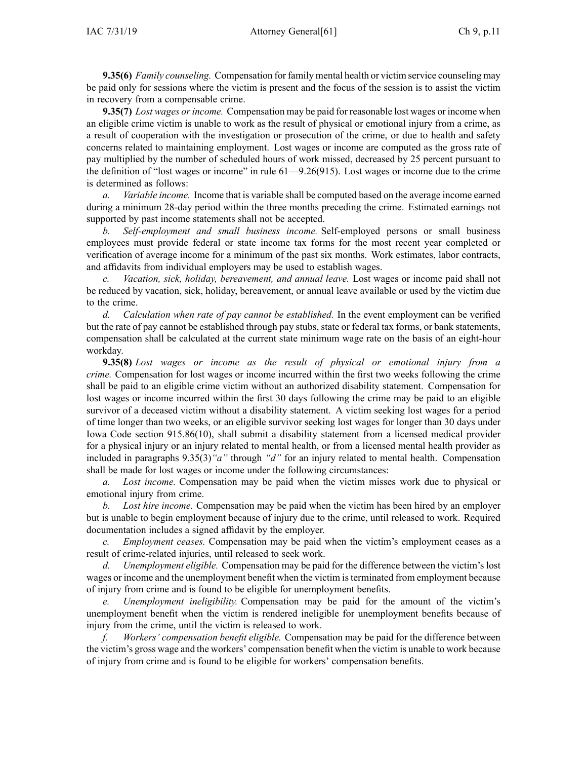**9.35(6)** *Family counseling.* Compensation for family mental health or victim service counseling may be paid only for sessions where the victim is present and the focus of the session is to assist the victim in recovery from a compensable crime.

**9.35(7)** *Lost wages or income.* Compensation may be paid for reasonable lost wages or income when an eligible crime victim is unable to work as the result of physical or emotional injury from a crime, as a result of cooperation with the investigation or prosecution of the crime, or due to health and safety concerns related to maintaining employment. Lost wages or income are computed as the gross rate of pay multiplied by the number of scheduled hours of work missed, decreased by 25 percent pursuant to the definition of "lost wages or income" in rule 61—9.26(915). Lost wages or income due to the crime is determined as follows:

*a. Variable income.* Income that is variable shall be computed based on the average income earned during a minimum 28-day period within the three months preceding the crime. Estimated earnings not supported by past income statements shall not be accepted.

*b. Self-employment and small business income.* Self-employed persons or small business employees must provide federal or state income tax forms for the most recent year completed or verification of average income for a minimum of the past six months. Work estimates, labor contracts, and affidavits from individual employers may be used to establish wages.

*c. Vacation, sick, holiday, bereavement, and annual leave.* Lost wages or income paid shall not be reduced by vacation, sick, holiday, bereavement, or annual leave available or used by the victim due to the crime.

*d. Calculation when rate of pay cannot be established.* In the event employment can be verified but the rate of pay cannot be established through pay stubs, state or federal tax forms, or bank statements, compensation shall be calculated at the current state minimum wage rate on the basis of an eight-hour workday.

**9.35(8)** *Lost wages or income as the result of physical or emotional injury from a crime.* Compensation for lost wages or income incurred within the first two weeks following the crime shall be paid to an eligible crime victim without an authorized disability statement. Compensation for lost wages or income incurred within the first 30 days following the crime may be paid to an eligible survivor of a deceased victim without a disability statement. A victim seeking lost wages for a period of time longer than two weeks, or an eligible survivor seeking lost wages for longer than 30 days under Iowa Code section 915.86(10), shall submit a disability statement from a licensed medical provider for a physical injury or an injury related to mental health, or from a licensed mental health provider as included in paragraphs 9.35(3)*"a"* through *"d"* for an injury related to mental health. Compensation shall be made for lost wages or income under the following circumstances:

*a. Lost income.* Compensation may be paid when the victim misses work due to physical or emotional injury from crime.

*b. Lost hire income.* Compensation may be paid when the victim has been hired by an employer but is unable to begin employment because of injury due to the crime, until released to work. Required documentation includes a signed affidavit by the employer.

*c. Employment ceases.* Compensation may be paid when the victim's employment ceases as a result of crime-related injuries, until released to seek work.

*d. Unemployment eligible.* Compensation may be paid for the difference between the victim's lost wages or income and the unemployment benefit when the victim is terminated from employment because of injury from crime and is found to be eligible for unemployment benefits.

*e. Unemployment ineligibility.* Compensation may be paid for the amount of the victim's unemployment benefit when the victim is rendered ineligible for unemployment benefits because of injury from the crime, until the victim is released to work.

*f. Workers' compensation benefit eligible.* Compensation may be paid for the difference between the victim's gross wage and the workers' compensation benefit when the victim is unable to work because of injury from crime and is found to be eligible for workers' compensation benefits.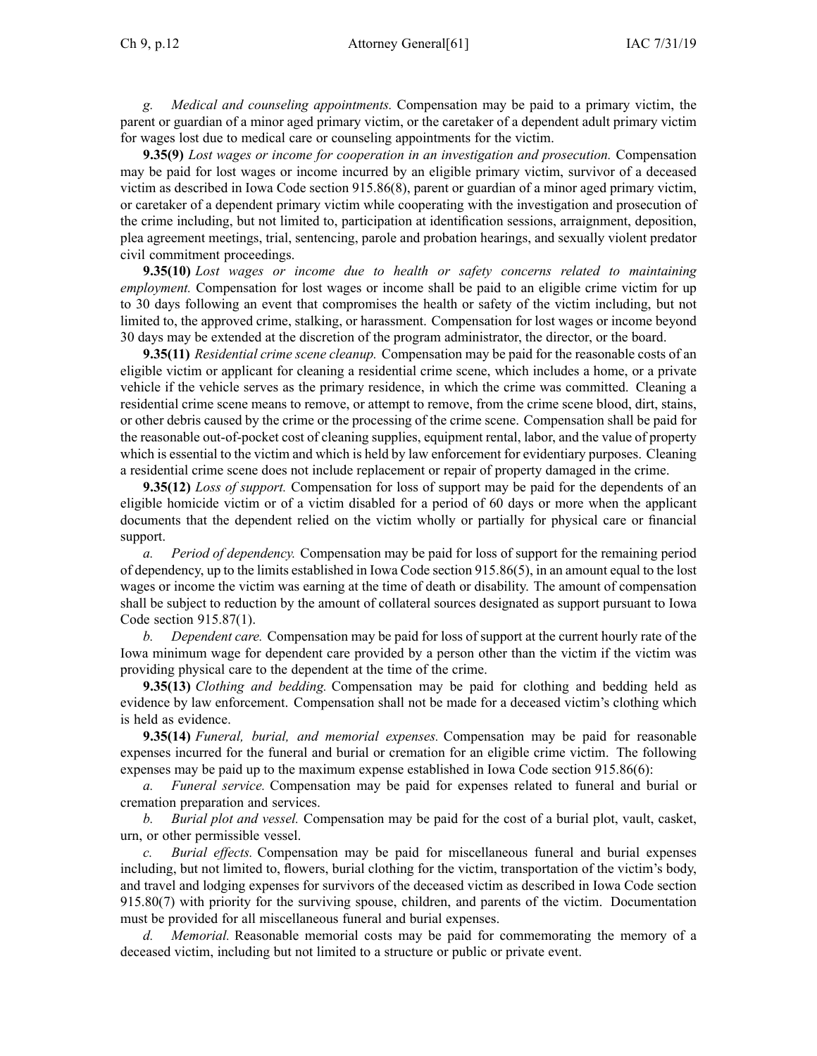*g. Medical and counseling appointments.* Compensation may be paid to a primary victim, the parent or guardian of a minor aged primary victim, or the caretaker of a dependent adult primary victim for wages lost due to medical care or counseling appointments for the victim.

**9.35(9)** *Lost wages or income for cooperation in an investigation and prosecution.* Compensation may be paid for lost wages or income incurred by an eligible primary victim, survivor of a deceased victim as described in Iowa Code section 915.86(8), parent or guardian of a minor aged primary victim, or caretaker of a dependent primary victim while cooperating with the investigation and prosecution of the crime including, but not limited to, participation at identification sessions, arraignment, deposition, plea agreement meetings, trial, sentencing, parole and probation hearings, and sexually violent predator civil commitment proceedings.

**9.35(10)** *Lost wages or income due to health or safety concerns related to maintaining employment.* Compensation for lost wages or income shall be paid to an eligible crime victim for up to 30 days following an event that compromises the health or safety of the victim including, but not limited to, the approved crime, stalking, or harassment. Compensation for lost wages or income beyond 30 days may be extended at the discretion of the program administrator, the director, or the board.

**9.35(11)** *Residential crime scene cleanup.* Compensation may be paid for the reasonable costs of an eligible victim or applicant for cleaning a residential crime scene, which includes a home, or a private vehicle if the vehicle serves as the primary residence, in which the crime was committed. Cleaning a residential crime scene means to remove, or attempt to remove, from the crime scene blood, dirt, stains, or other debris caused by the crime or the processing of the crime scene. Compensation shall be paid for the reasonable out-of-pocket cost of cleaning supplies, equipment rental, labor, and the value of property which is essential to the victim and which is held by law enforcement for evidentiary purposes. Cleaning a residential crime scene does not include replacement or repair of property damaged in the crime.

**9.35(12)** *Loss of support.* Compensation for loss of support may be paid for the dependents of an eligible homicide victim or of a victim disabled for a period of 60 days or more when the applicant documents that the dependent relied on the victim wholly or partially for physical care or financial support.

*a. Period of dependency.* Compensation may be paid for loss of support for the remaining period of dependency, up to the limits established in Iowa Code section 915.86(5), in an amount equal to the lost wages or income the victim was earning at the time of death or disability. The amount of compensation shall be subject to reduction by the amount of collateral sources designated as support pursuant to Iowa Code section 915.87(1).

*b. Dependent care.* Compensation may be paid for loss of support at the current hourly rate of the Iowa minimum wage for dependent care provided by a person other than the victim if the victim was providing physical care to the dependent at the time of the crime.

**9.35(13)** *Clothing and bedding.* Compensation may be paid for clothing and bedding held as evidence by law enforcement. Compensation shall not be made for a deceased victim's clothing which is held as evidence.

**9.35(14)** *Funeral, burial, and memorial expenses.* Compensation may be paid for reasonable expenses incurred for the funeral and burial or cremation for an eligible crime victim. The following expenses may be paid up to the maximum expense established in Iowa Code section 915.86(6):

*a. Funeral service.* Compensation may be paid for expenses related to funeral and burial or cremation preparation and services.

*b. Burial plot and vessel.* Compensation may be paid for the cost of a burial plot, vault, casket, urn, or other permissible vessel.

*c. Burial effects.* Compensation may be paid for miscellaneous funeral and burial expenses including, but not limited to, flowers, burial clothing for the victim, transportation of the victim's body, and travel and lodging expenses for survivors of the deceased victim as described in Iowa Code section 915.80(7) with priority for the surviving spouse, children, and parents of the victim. Documentation must be provided for all miscellaneous funeral and burial expenses.

*d. Memorial.* Reasonable memorial costs may be paid for commemorating the memory of a deceased victim, including but not limited to a structure or public or private event.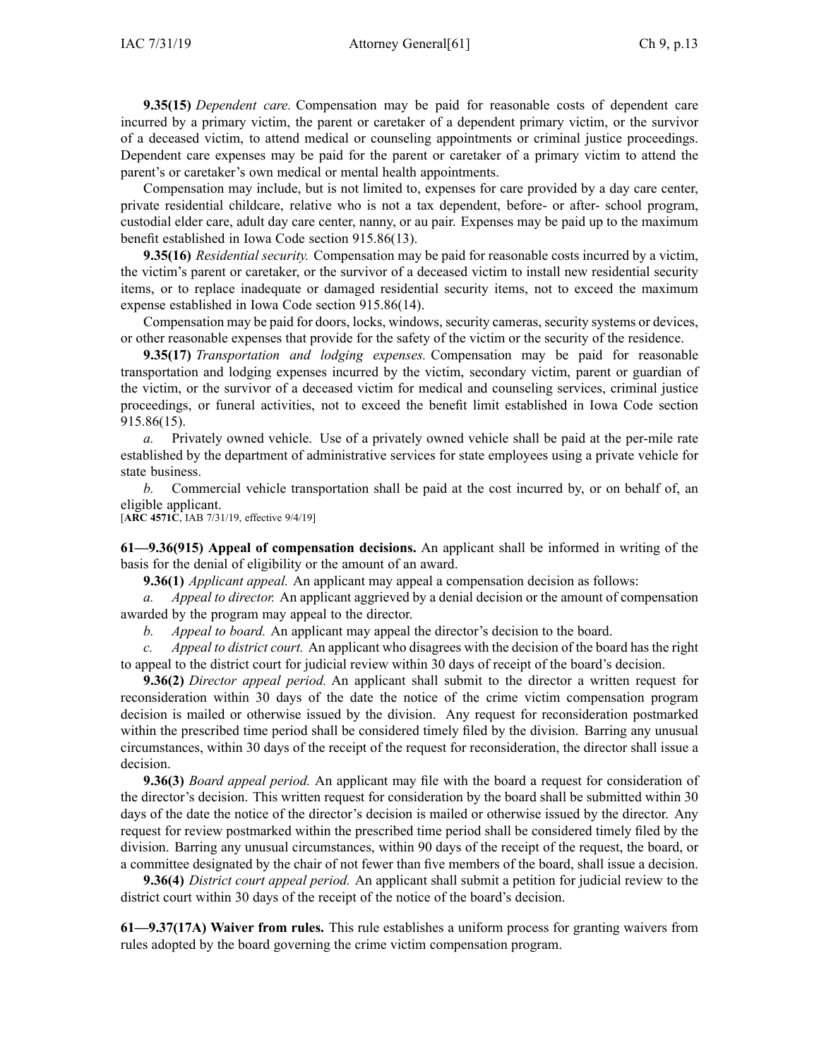**9.35(15)** *Dependent care.* Compensation may be paid for reasonable costs of dependent care incurred by a primary victim, the parent or caretaker of a dependent primary victim, or the survivor of a deceased victim, to attend medical or counseling appointments or criminal justice proceedings. Dependent care expenses may be paid for the parent or caretaker of a primary victim to attend the parent's or caretaker's own medical or mental health appointments.

Compensation may include, but is not limited to, expenses for care provided by a day care center, private residential childcare, relative who is not a tax dependent, before- or after- school program, custodial elder care, adult day care center, nanny, or au pair. Expenses may be paid up to the maximum benefit established in Iowa Code section 915.86(13).

**9.35(16)** *Residential security.* Compensation may be paid for reasonable costs incurred by a victim, the victim's parent or caretaker, or the survivor of a deceased victim to install new residential security items, or to replace inadequate or damaged residential security items, not to exceed the maximum expense established in Iowa Code section 915.86(14).

Compensation may be paid for doors, locks, windows, security cameras, security systems or devices, or other reasonable expenses that provide for the safety of the victim or the security of the residence.

**9.35(17)** *Transportation and lodging expenses.* Compensation may be paid for reasonable transportation and lodging expenses incurred by the victim, secondary victim, parent or guardian of the victim, or the survivor of a deceased victim for medical and counseling services, criminal justice proceedings, or funeral activities, not to exceed the benefit limit established in Iowa Code section 915.86(15).

*a.* Privately owned vehicle. Use of a privately owned vehicle shall be paid at the per-mile rate established by the department of administrative services for state employees using a private vehicle for state business.

*b.* Commercial vehicle transportation shall be paid at the cost incurred by, or on behalf of, an eligible applicant.

[**ARC 4571C**, IAB 7/31/19, effective 9/4/19]

**61—9.36(915) Appeal of compensation decisions.** An applicant shall be informed in writing of the basis for the denial of eligibility or the amount of an award.

**9.36(1)** *Applicant appeal.* An applicant may appeal a compensation decision as follows:

*a.* *Appeal to director.* An applicant aggrieved by a denial decision or the amount of compensation awarded by the program may appeal to the director.

*b.* *Appeal to board.* An applicant may appeal the director's decision to the board.

*c.* *Appeal to district court.* An applicant who disagrees with the decision of the board has the right to appeal to the district court for judicial review within 30 days of receipt of the board's decision.

**9.36(2)** *Director appeal period.* An applicant shall submit to the director a written request for reconsideration within 30 days of the date the notice of the crime victim compensation program decision is mailed or otherwise issued by the division. Any request for reconsideration postmarked within the prescribed time period shall be considered timely filed by the division. Barring any unusual circumstances, within 30 days of the receipt of the request for reconsideration, the director shall issue a decision.

**9.36(3)** *Board appeal period.* An applicant may file with the board a request for consideration of the director's decision. This written request for consideration by the board shall be submitted within 30 days of the date the notice of the director's decision is mailed or otherwise issued by the director. Any request for review postmarked within the prescribed time period shall be considered timely filed by the division. Barring any unusual circumstances, within 90 days of the receipt of the request, the board, or a committee designated by the chair of not fewer than five members of the board, shall issue a decision.

**9.36(4)** *District court appeal period.* An applicant shall submit a petition for judicial review to the district court within 30 days of the receipt of the notice of the board's decision.

**61—9.37(17A) Waiver from rules.** This rule establishes a uniform process for granting waivers from rules adopted by the board governing the crime victim compensation program.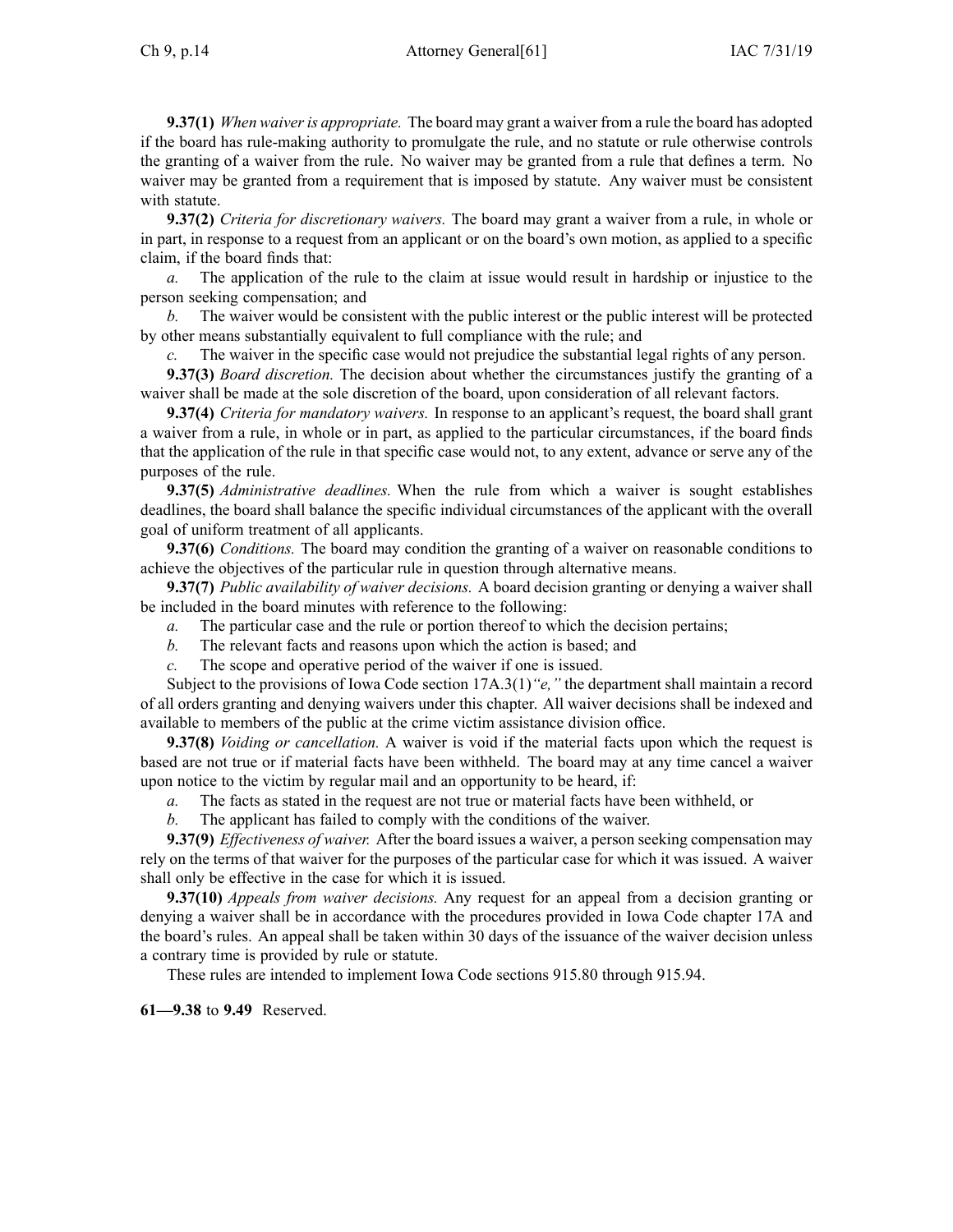**9.37(1)** *When waiver is appropriate.* The board may grant a waiver from a rule the board has adopted if the board has rule-making authority to promulgate the rule, and no statute or rule otherwise controls the granting of a waiver from the rule. No waiver may be granted from a rule that defines a term. No waiver may be granted from a requirement that is imposed by statute. Any waiver must be consistent with statute.

**9.37(2)** *Criteria for discretionary waivers.* The board may grant a waiver from a rule, in whole or in part, in response to a request from an applicant or on the board's own motion, as applied to a specific claim, if the board finds that:

*a.* The application of the rule to the claim at issue would result in hardship or injustice to the person seeking compensation; and

*b.* The waiver would be consistent with the public interest or the public interest will be protected by other means substantially equivalent to full compliance with the rule; and

*c.* The waiver in the specific case would not prejudice the substantial legal rights of any person.

**9.37(3)** *Board discretion.* The decision about whether the circumstances justify the granting of a waiver shall be made at the sole discretion of the board, upon consideration of all relevant factors.

**9.37(4)** *Criteria for mandatory waivers.* In response to an applicant's request, the board shall grant a waiver from a rule, in whole or in part, as applied to the particular circumstances, if the board finds that the application of the rule in that specific case would not, to any extent, advance or serve any of the purposes of the rule.

**9.37(5)** *Administrative deadlines.* When the rule from which a waiver is sought establishes deadlines, the board shall balance the specific individual circumstances of the applicant with the overall goal of uniform treatment of all applicants.

**9.37(6)** *Conditions.* The board may condition the granting of a waiver on reasonable conditions to achieve the objectives of the particular rule in question through alternative means.

**9.37(7)** *Public availability of waiver decisions.* A board decision granting or denying a waiver shall be included in the board minutes with reference to the following:

*a.* The particular case and the rule or portion thereof to which the decision pertains;

*b.* The relevant facts and reasons upon which the action is based; and

*c.* The scope and operative period of the waiver if one is issued.

Subject to the provisions of Iowa Code section 17A.3(1)*"e,"* the department shall maintain a record of all orders granting and denying waivers under this chapter. All waiver decisions shall be indexed and available to members of the public at the crime victim assistance division office.

**9.37(8)** *Voiding or cancellation.* A waiver is void if the material facts upon which the request is based are not true or if material facts have been withheld. The board may at any time cancel a waiver upon notice to the victim by regular mail and an opportunity to be heard, if:

*a.* The facts as stated in the request are not true or material facts have been withheld, or

*b.* The applicant has failed to comply with the conditions of the waiver.

**9.37(9)** *Effectiveness of waiver.* After the board issues a waiver, a person seeking compensation may rely on the terms of that waiver for the purposes of the particular case for which it was issued. A waiver shall only be effective in the case for which it is issued.

**9.37(10)** *Appeals from waiver decisions.* Any request for an appeal from a decision granting or denying a waiver shall be in accordance with the procedures provided in Iowa Code chapter 17A and the board's rules. An appeal shall be taken within 30 days of the issuance of the waiver decision unless a contrary time is provided by rule or statute.

These rules are intended to implement Iowa Code sections 915.80 through 915.94.

**61—9.38** to **9.49** Reserved.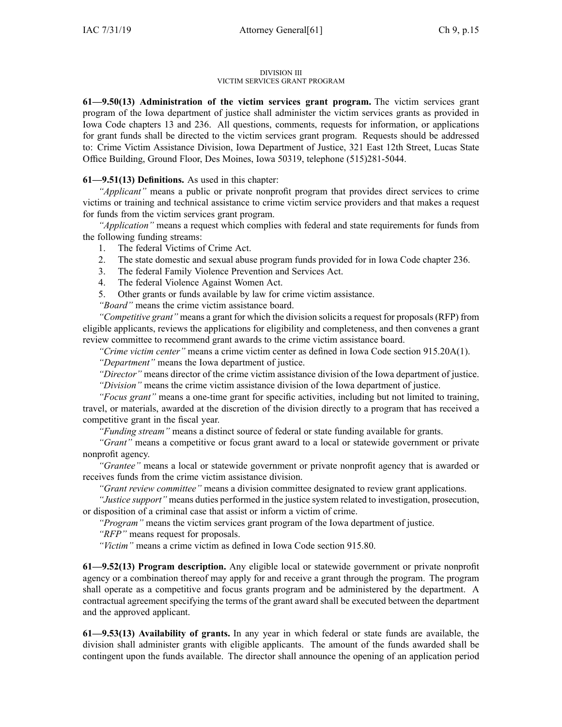DIVISION III
VICTIM SERVICES GRANT PROGRAM

**61—9.50(13) Administration of the victim services grant program.** The victim services grant program of the Iowa department of justice shall administer the victim services grants as provided in Iowa Code chapters 13 and 236. All questions, comments, requests for information, or applications for grant funds shall be directed to the victim services grant program. Requests should be addressed to: Crime Victim Assistance Division, Iowa Department of Justice, 321 East 12th Street, Lucas State Office Building, Ground Floor, Des Moines, Iowa 50319, telephone (515)281-5044.

**61—9.51(13) Definitions.** As used in this chapter:

*"Applicant"* means a public or private nonprofit program that provides direct services to crime victims or training and technical assistance to crime victim service providers and that makes a request for funds from the victim services grant program.

*"Application"* means a request which complies with federal and state requirements for funds from the following funding streams:

1. The federal Victims of Crime Act.
2. The state domestic and sexual abuse program funds provided for in Iowa Code chapter 236.
3. The federal Family Violence Prevention and Services Act.
4. The federal Violence Against Women Act.
5. Other grants or funds available by law for crime victim assistance.

*"Board"* means the crime victim assistance board.

*"Competitive grant"* means a grant for which the division solicits a request for proposals (RFP) from eligible applicants, reviews the applications for eligibility and completeness, and then convenes a grant review committee to recommend grant awards to the crime victim assistance board.

*"Crime victim center"* means a crime victim center as defined in Iowa Code section 915.20A(1).

*"Department"* means the Iowa department of justice.

*"Director"* means director of the crime victim assistance division of the Iowa department of justice.

*"Division"* means the crime victim assistance division of the Iowa department of justice.

*"Focus grant"* means a one-time grant for specific activities, including but not limited to training, travel, or materials, awarded at the discretion of the division directly to a program that has received a competitive grant in the fiscal year.

*"Funding stream"* means a distinct source of federal or state funding available for grants.

*"Grant"* means a competitive or focus grant award to a local or statewide government or private nonprofit agency.

*"Grantee"* means a local or statewide government or private nonprofit agency that is awarded or receives funds from the crime victim assistance division.

*"Grant review committee"* means a division committee designated to review grant applications.

*"Justice support"* means duties performed in the justice system related to investigation, prosecution, or disposition of a criminal case that assist or inform a victim of crime.

*"Program"* means the victim services grant program of the Iowa department of justice.

*"RFP"* means request for proposals.

*"Victim"* means a crime victim as defined in Iowa Code section 915.80.

**61—9.52(13) Program description.** Any eligible local or statewide government or private nonprofit agency or a combination thereof may apply for and receive a grant through the program. The program shall operate as a competitive and focus grants program and be administered by the department. A contractual agreement specifying the terms of the grant award shall be executed between the department and the approved applicant.

**61—9.53(13) Availability of grants.** In any year in which federal or state funds are available, the division shall administer grants with eligible applicants. The amount of the funds awarded shall be contingent upon the funds available. The director shall announce the opening of an application period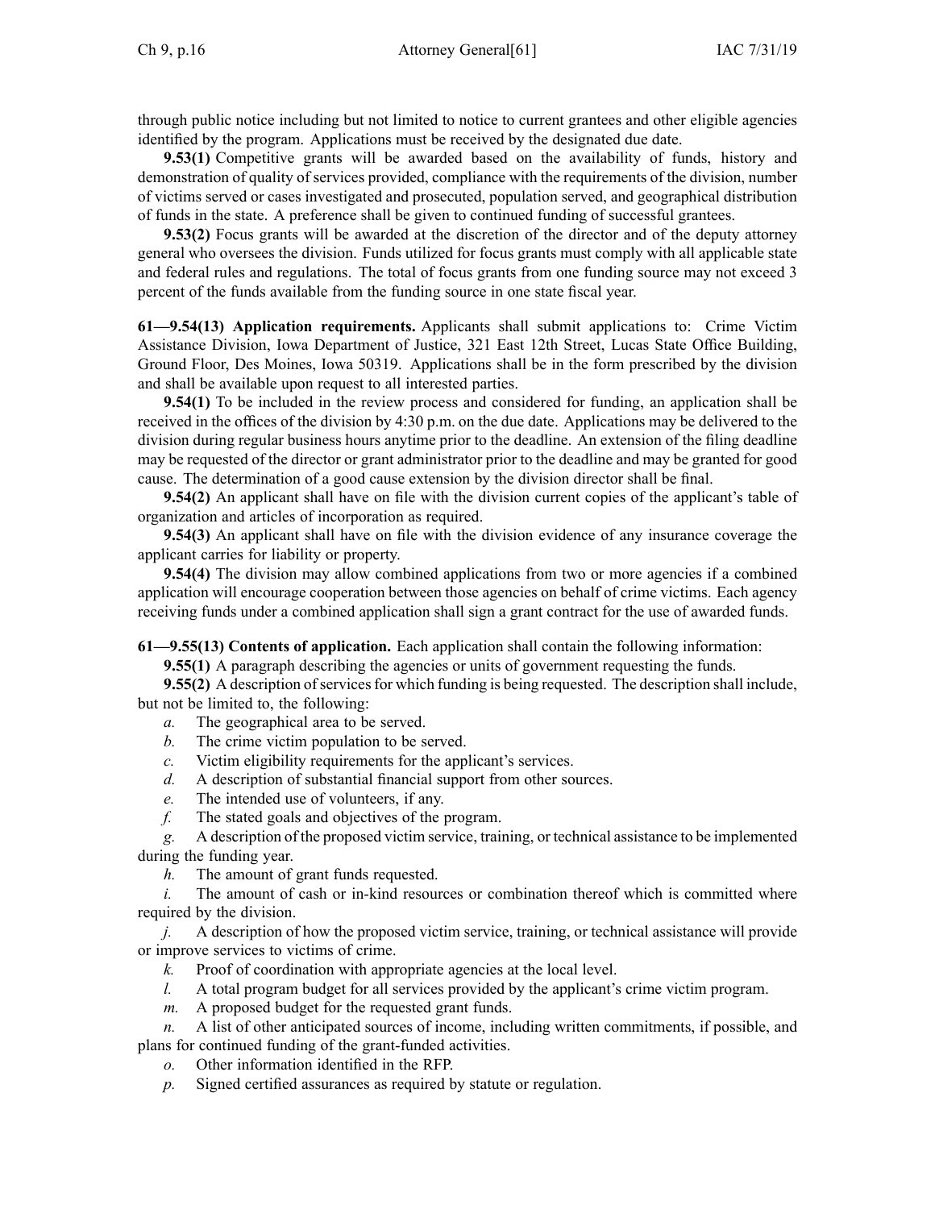through public notice including but not limited to notice to current grantees and other eligible agencies identified by the program. Applications must be received by the designated due date.

**9.53(1)** Competitive grants will be awarded based on the availability of funds, history and demonstration of quality of services provided, compliance with the requirements of the division, number of victims served or cases investigated and prosecuted, population served, and geographical distribution of funds in the state. A preference shall be given to continued funding of successful grantees.

**9.53(2)** Focus grants will be awarded at the discretion of the director and of the deputy attorney general who oversees the division. Funds utilized for focus grants must comply with all applicable state and federal rules and regulations. The total of focus grants from one funding source may not exceed 3 percent of the funds available from the funding source in one state fiscal year.

**61—9.54(13) Application requirements.** Applicants shall submit applications to: Crime Victim Assistance Division, Iowa Department of Justice, 321 East 12th Street, Lucas State Office Building, Ground Floor, Des Moines, Iowa 50319. Applications shall be in the form prescribed by the division and shall be available upon request to all interested parties.

**9.54(1)** To be included in the review process and considered for funding, an application shall be received in the offices of the division by 4:30 p.m. on the due date. Applications may be delivered to the division during regular business hours anytime prior to the deadline. An extension of the filing deadline may be requested of the director or grant administrator prior to the deadline and may be granted for good cause. The determination of a good cause extension by the division director shall be final.

**9.54(2)** An applicant shall have on file with the division current copies of the applicant's table of organization and articles of incorporation as required.

**9.54(3)** An applicant shall have on file with the division evidence of any insurance coverage the applicant carries for liability or property.

**9.54(4)** The division may allow combined applications from two or more agencies if a combined application will encourage cooperation between those agencies on behalf of crime victims. Each agency receiving funds under a combined application shall sign a grant contract for the use of awarded funds.

**61—9.55(13) Contents of application.** Each application shall contain the following information:

**9.55(1)** A paragraph describing the agencies or units of government requesting the funds.

**9.55(2)** A description of services for which funding is being requested. The description shall include, but not be limited to, the following:

*a.* The geographical area to be served.

*b.* The crime victim population to be served.

*c.* Victim eligibility requirements for the applicant's services.

*d.* A description of substantial financial support from other sources.

*e.* The intended use of volunteers, if any.

*f.* The stated goals and objectives of the program.

*g.* A description of the proposed victim service, training, or technical assistance to be implemented during the funding year.

*h.* The amount of grant funds requested.

*i.* The amount of cash or in-kind resources or combination thereof which is committed where required by the division.

*j.* A description of how the proposed victim service, training, or technical assistance will provide or improve services to victims of crime.

*k.* Proof of coordination with appropriate agencies at the local level.

*l.* A total program budget for all services provided by the applicant's crime victim program.

*m.* A proposed budget for the requested grant funds.

*n.* A list of other anticipated sources of income, including written commitments, if possible, and plans for continued funding of the grant-funded activities.

*o.* Other information identified in the RFP.

*p.* Signed certified assurances as required by statute or regulation.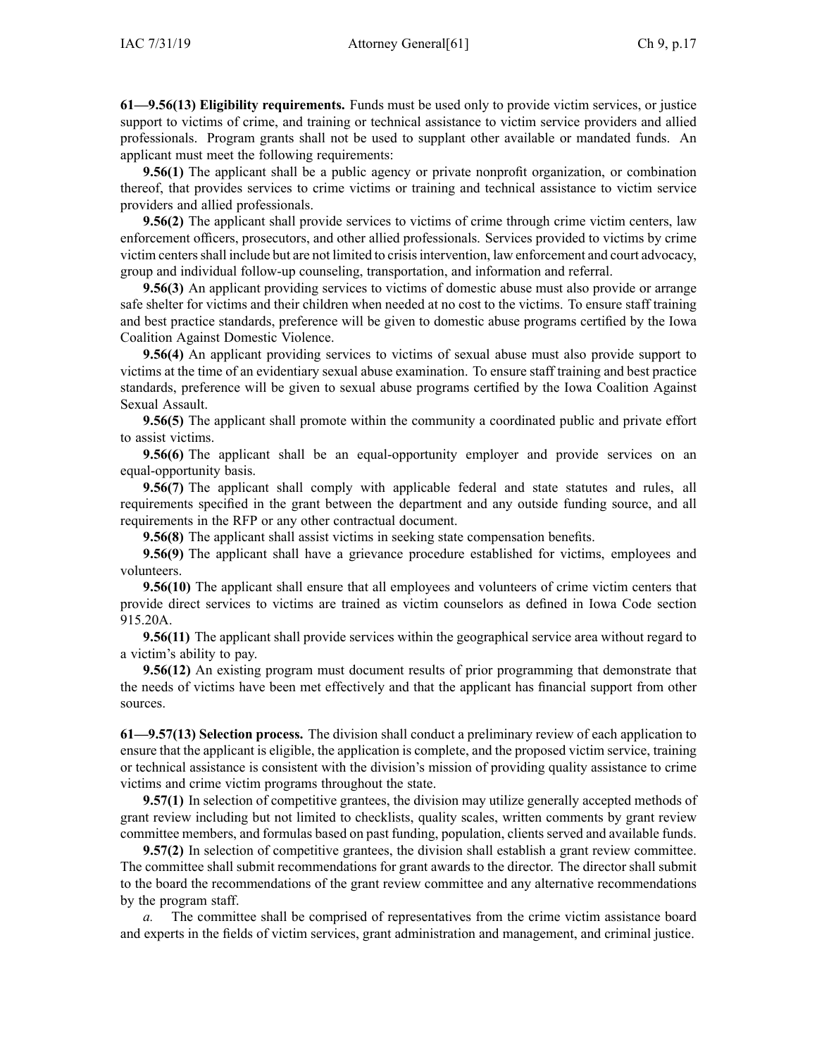**61—9.56(13) Eligibility requirements.** Funds must be used only to provide victim services, or justice support to victims of crime, and training or technical assistance to victim service providers and allied professionals. Program grants shall not be used to supplant other available or mandated funds. An applicant must meet the following requirements:

**9.56(1)** The applicant shall be a public agency or private nonprofit organization, or combination thereof, that provides services to crime victims or training and technical assistance to victim service providers and allied professionals.

**9.56(2)** The applicant shall provide services to victims of crime through crime victim centers, law enforcement officers, prosecutors, and other allied professionals. Services provided to victims by crime victim centers shall include but are not limited to crisis intervention, law enforcement and court advocacy, group and individual follow-up counseling, transportation, and information and referral.

**9.56(3)** An applicant providing services to victims of domestic abuse must also provide or arrange safe shelter for victims and their children when needed at no cost to the victims. To ensure staff training and best practice standards, preference will be given to domestic abuse programs certified by the Iowa Coalition Against Domestic Violence.

**9.56(4)** An applicant providing services to victims of sexual abuse must also provide support to victims at the time of an evidentiary sexual abuse examination. To ensure staff training and best practice standards, preference will be given to sexual abuse programs certified by the Iowa Coalition Against Sexual Assault.

**9.56(5)** The applicant shall promote within the community a coordinated public and private effort to assist victims.

**9.56(6)** The applicant shall be an equal-opportunity employer and provide services on an equal-opportunity basis.

**9.56(7)** The applicant shall comply with applicable federal and state statutes and rules, all requirements specified in the grant between the department and any outside funding source, and all requirements in the RFP or any other contractual document.

**9.56(8)** The applicant shall assist victims in seeking state compensation benefits.

**9.56(9)** The applicant shall have a grievance procedure established for victims, employees and volunteers.

**9.56(10)** The applicant shall ensure that all employees and volunteers of crime victim centers that provide direct services to victims are trained as victim counselors as defined in Iowa Code section 915.20A.

**9.56(11)** The applicant shall provide services within the geographical service area without regard to a victim's ability to pay.

**9.56(12)** An existing program must document results of prior programming that demonstrate that the needs of victims have been met effectively and that the applicant has financial support from other sources.

**61—9.57(13) Selection process.** The division shall conduct a preliminary review of each application to ensure that the applicant is eligible, the application is complete, and the proposed victim service, training or technical assistance is consistent with the division's mission of providing quality assistance to crime victims and crime victim programs throughout the state.

**9.57(1)** In selection of competitive grantees, the division may utilize generally accepted methods of grant review including but not limited to checklists, quality scales, written comments by grant review committee members, and formulas based on past funding, population, clients served and available funds.

**9.57(2)** In selection of competitive grantees, the division shall establish a grant review committee. The committee shall submit recommendations for grant awards to the director. The director shall submit to the board the recommendations of the grant review committee and any alternative recommendations by the program staff.

*a.* The committee shall be comprised of representatives from the crime victim assistance board and experts in the fields of victim services, grant administration and management, and criminal justice.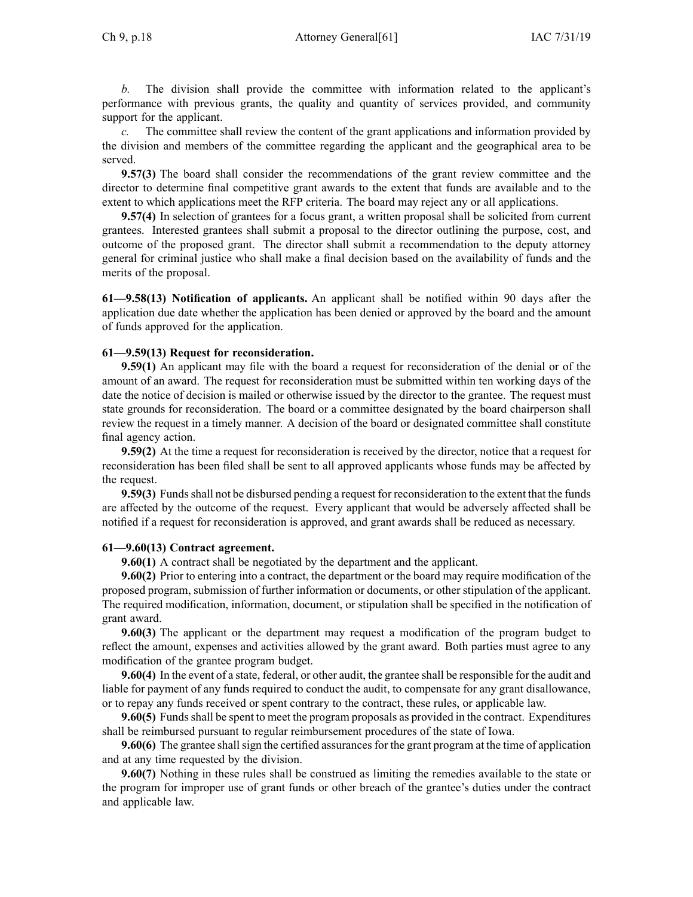*b.* The division shall provide the committee with information related to the applicant's performance with previous grants, the quality and quantity of services provided, and community support for the applicant.

*c.* The committee shall review the content of the grant applications and information provided by the division and members of the committee regarding the applicant and the geographical area to be served.

**9.57(3)** The board shall consider the recommendations of the grant review committee and the director to determine final competitive grant awards to the extent that funds are available and to the extent to which applications meet the RFP criteria. The board may reject any or all applications.

**9.57(4)** In selection of grantees for a focus grant, a written proposal shall be solicited from current grantees. Interested grantees shall submit a proposal to the director outlining the purpose, cost, and outcome of the proposed grant. The director shall submit a recommendation to the deputy attorney general for criminal justice who shall make a final decision based on the availability of funds and the merits of the proposal.

**61—9.58(13) Notification of applicants.** An applicant shall be notified within 90 days after the application due date whether the application has been denied or approved by the board and the amount of funds approved for the application.

**61—9.59(13) Request for reconsideration.**

**9.59(1)** An applicant may file with the board a request for reconsideration of the denial or of the amount of an award. The request for reconsideration must be submitted within ten working days of the date the notice of decision is mailed or otherwise issued by the director to the grantee. The request must state grounds for reconsideration. The board or a committee designated by the board chairperson shall review the request in a timely manner. A decision of the board or designated committee shall constitute final agency action.

**9.59(2)** At the time a request for reconsideration is received by the director, notice that a request for reconsideration has been filed shall be sent to all approved applicants whose funds may be affected by the request.

**9.59(3)** Funds shall not be disbursed pending a request for reconsideration to the extent that the funds are affected by the outcome of the request. Every applicant that would be adversely affected shall be notified if a request for reconsideration is approved, and grant awards shall be reduced as necessary.

**61—9.60(13) Contract agreement.**

**9.60(1)** A contract shall be negotiated by the department and the applicant.

**9.60(2)** Prior to entering into a contract, the department or the board may require modification of the proposed program, submission of further information or documents, or other stipulation of the applicant. The required modification, information, document, or stipulation shall be specified in the notification of grant award.

**9.60(3)** The applicant or the department may request a modification of the program budget to reflect the amount, expenses and activities allowed by the grant award. Both parties must agree to any modification of the grantee program budget.

**9.60(4)** In the event of a state, federal, or other audit, the grantee shall be responsible for the audit and liable for payment of any funds required to conduct the audit, to compensate for any grant disallowance, or to repay any funds received or spent contrary to the contract, these rules, or applicable law.

**9.60(5)** Funds shall be spent to meet the program proposals as provided in the contract. Expenditures shall be reimbursed pursuant to regular reimbursement procedures of the state of Iowa.

**9.60(6)** The grantee shall sign the certified assurances for the grant program at the time of application and at any time requested by the division.

**9.60(7)** Nothing in these rules shall be construed as limiting the remedies available to the state or the program for improper use of grant funds or other breach of the grantee's duties under the contract and applicable law.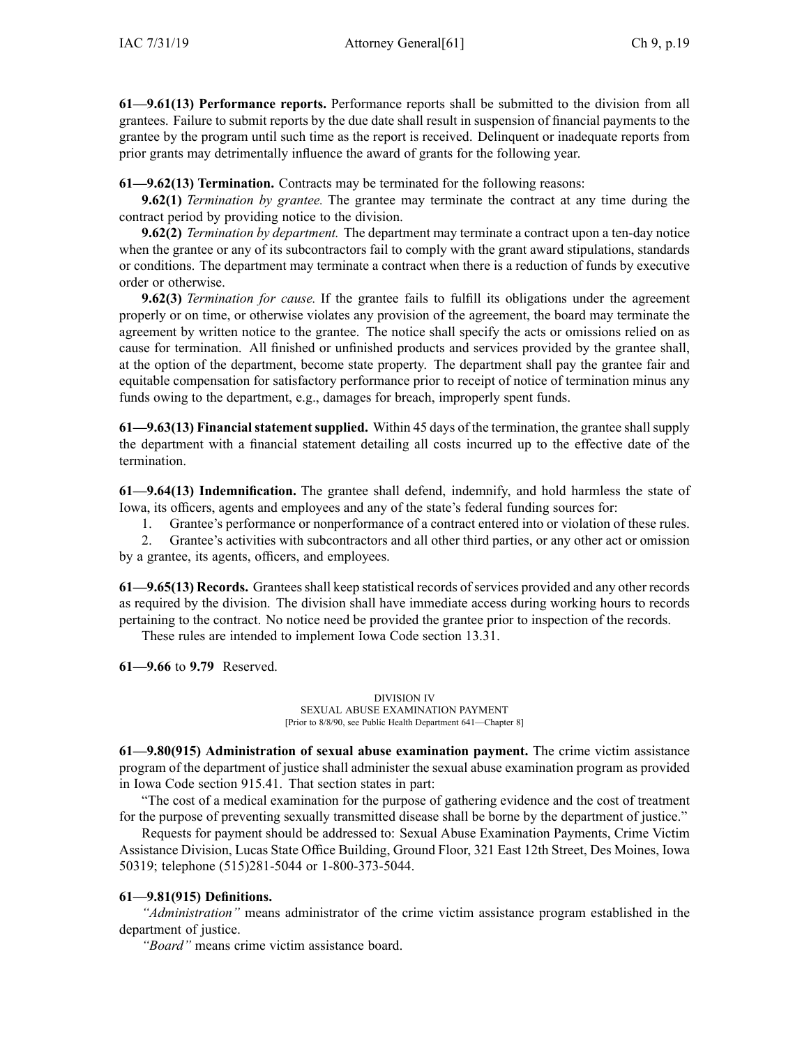**61—9.61(13) Performance reports.** Performance reports shall be submitted to the division from all grantees. Failure to submit reports by the due date shall result in suspension of financial payments to the grantee by the program until such time as the report is received. Delinquent or inadequate reports from prior grants may detrimentally influence the award of grants for the following year.

**61—9.62(13) Termination.** Contracts may be terminated for the following reasons:

**9.62(1)** *Termination by grantee.* The grantee may terminate the contract at any time during the contract period by providing notice to the division.

**9.62(2)** *Termination by department.* The department may terminate a contract upon a ten-day notice when the grantee or any of its subcontractors fail to comply with the grant award stipulations, standards or conditions. The department may terminate a contract when there is a reduction of funds by executive order or otherwise.

**9.62(3)** *Termination for cause.* If the grantee fails to fulfill its obligations under the agreement properly or on time, or otherwise violates any provision of the agreement, the board may terminate the agreement by written notice to the grantee. The notice shall specify the acts or omissions relied on as cause for termination. All finished or unfinished products and services provided by the grantee shall, at the option of the department, become state property. The department shall pay the grantee fair and equitable compensation for satisfactory performance prior to receipt of notice of termination minus any funds owing to the department, e.g., damages for breach, improperly spent funds.

**61—9.63(13) Financial statement supplied.** Within 45 days of the termination, the grantee shall supply the department with a financial statement detailing all costs incurred up to the effective date of the termination.

**61—9.64(13) Indemnification.** The grantee shall defend, indemnify, and hold harmless the state of Iowa, its officers, agents and employees and any of the state's federal funding sources for:

1. Grantee's performance or nonperformance of a contract entered into or violation of these rules.
2. Grantee's activities with subcontractors and all other third parties, or any other act or omission by a grantee, its agents, officers, and employees.

**61—9.65(13) Records.** Grantees shall keep statistical records of services provided and any other records as required by the division. The division shall have immediate access during working hours to records pertaining to the contract. No notice need be provided the grantee prior to inspection of the records.

These rules are intended to implement Iowa Code section 13.31.

**61—9.66** to **9.79** Reserved.

DIVISION IV
SEXUAL ABUSE EXAMINATION PAYMENT
[Prior to 8/8/90, see Public Health Department 641—Chapter 8]

**61—9.80(915) Administration of sexual abuse examination payment.** The crime victim assistance program of the department of justice shall administer the sexual abuse examination program as provided in Iowa Code section 915.41. That section states in part:

"The cost of a medical examination for the purpose of gathering evidence and the cost of treatment for the purpose of preventing sexually transmitted disease shall be borne by the department of justice."

Requests for payment should be addressed to: Sexual Abuse Examination Payments, Crime Victim Assistance Division, Lucas State Office Building, Ground Floor, 321 East 12th Street, Des Moines, Iowa 50319; telephone (515)281-5044 or 1-800-373-5044.

**61—9.81(915) Definitions.**

*"Administration"* means administrator of the crime victim assistance program established in the department of justice.

*"Board"* means crime victim assistance board.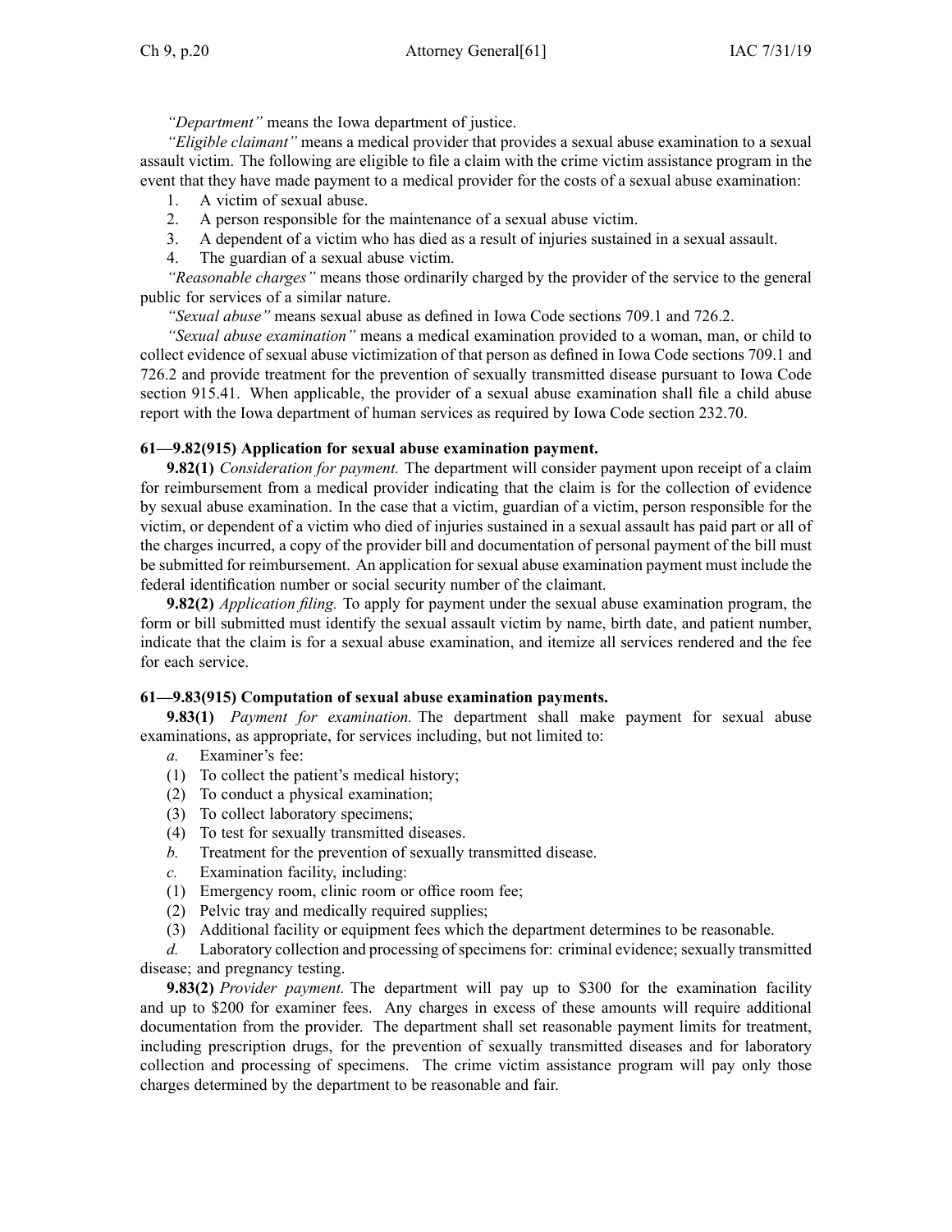*"Department"* means the Iowa department of justice.

*"Eligible claimant"* means a medical provider that provides a sexual abuse examination to a sexual assault victim. The following are eligible to file a claim with the crime victim assistance program in the event that they have made payment to a medical provider for the costs of a sexual abuse examination:

1. A victim of sexual abuse.
2. A person responsible for the maintenance of a sexual abuse victim.
3. A dependent of a victim who has died as a result of injuries sustained in a sexual assault.
4. The guardian of a sexual abuse victim.

*"Reasonable charges"* means those ordinarily charged by the provider of the service to the general public for services of a similar nature.

*"Sexual abuse"* means sexual abuse as defined in Iowa Code sections 709.1 and 726.2.

*"Sexual abuse examination"* means a medical examination provided to a woman, man, or child to collect evidence of sexual abuse victimization of that person as defined in Iowa Code sections 709.1 and 726.2 and provide treatment for the prevention of sexually transmitted disease pursuant to Iowa Code section 915.41. When applicable, the provider of a sexual abuse examination shall file a child abuse report with the Iowa department of human services as required by Iowa Code section 232.70.

**61—9.82(915) Application for sexual abuse examination payment.**

**9.82(1)** *Consideration for payment.* The department will consider payment upon receipt of a claim for reimbursement from a medical provider indicating that the claim is for the collection of evidence by sexual abuse examination. In the case that a victim, guardian of a victim, person responsible for the victim, or dependent of a victim who died of injuries sustained in a sexual assault has paid part or all of the charges incurred, a copy of the provider bill and documentation of personal payment of the bill must be submitted for reimbursement. An application for sexual abuse examination payment must include the federal identification number or social security number of the claimant.

**9.82(2)** *Application filing.* To apply for payment under the sexual abuse examination program, the form or bill submitted must identify the sexual assault victim by name, birth date, and patient number, indicate that the claim is for a sexual abuse examination, and itemize all services rendered and the fee for each service.

**61—9.83(915) Computation of sexual abuse examination payments.**

**9.83(1)** *Payment for examination.* The department shall make payment for sexual abuse examinations, as appropriate, for services including, but not limited to:

*a.* Examiner's fee:

(1) To collect the patient's medical history;

(2) To conduct a physical examination;

(3) To collect laboratory specimens;

(4) To test for sexually transmitted diseases.

*b.* Treatment for the prevention of sexually transmitted disease.

*c.* Examination facility, including:

(1) Emergency room, clinic room or office room fee;

(2) Pelvic tray and medically required supplies;

(3) Additional facility or equipment fees which the department determines to be reasonable.

*d.* Laboratory collection and processing of specimens for: criminal evidence; sexually transmitted disease; and pregnancy testing.

**9.83(2)** *Provider payment.* The department will pay up to $300 for the examination facility and up to $200 for examiner fees. Any charges in excess of these amounts will require additional documentation from the provider. The department shall set reasonable payment limits for treatment, including prescription drugs, for the prevention of sexually transmitted diseases and for laboratory collection and processing of specimens. The crime victim assistance program will pay only those charges determined by the department to be reasonable and fair.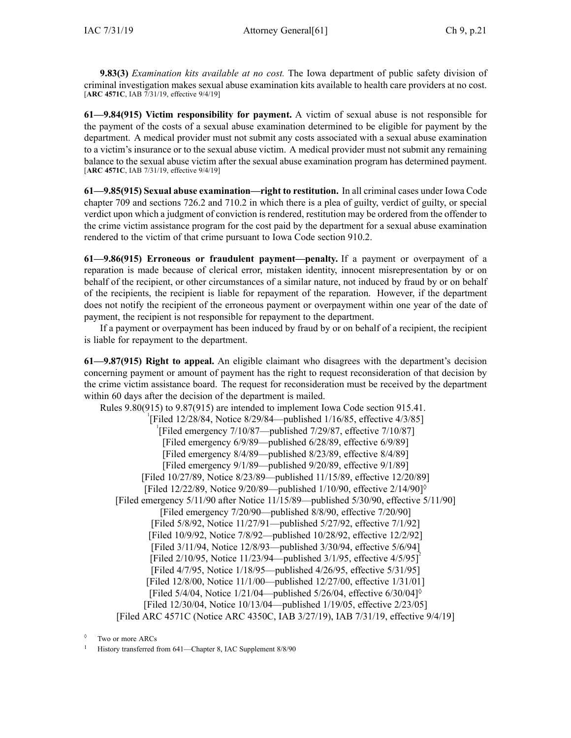**9.83(3)** *Examination kits available at no cost.* The Iowa department of public safety division of criminal investigation makes sexual abuse examination kits available to health care providers at no cost.
[**ARC 4571C**, IAB 7/31/19, effective 9/4/19]

**61—9.84(915) Victim responsibility for payment.** A victim of sexual abuse is not responsible for the payment of the costs of a sexual abuse examination determined to be eligible for payment by the department. A medical provider must not submit any costs associated with a sexual abuse examination to a victim's insurance or to the sexual abuse victim. A medical provider must not submit any remaining balance to the sexual abuse victim after the sexual abuse examination program has determined payment.
[**ARC 4571C**, IAB 7/31/19, effective 9/4/19]

**61—9.85(915) Sexual abuse examination—right to restitution.** In all criminal cases under Iowa Code chapter 709 and sections 726.2 and 710.2 in which there is a plea of guilty, verdict of guilty, or special verdict upon which a judgment of conviction is rendered, restitution may be ordered from the offender to the crime victim assistance program for the cost paid by the department for a sexual abuse examination rendered to the victim of that crime pursuant to Iowa Code section 910.2.

**61—9.86(915) Erroneous or fraudulent payment—penalty.** If a payment or overpayment of a reparation is made because of clerical error, mistaken identity, innocent misrepresentation by or on behalf of the recipient, or other circumstances of a similar nature, not induced by fraud by or on behalf of the recipients, the recipient is liable for repayment of the reparation. However, if the department does not notify the recipient of the erroneous payment or overpayment within one year of the date of payment, the recipient is not responsible for repayment to the department.

If a payment or overpayment has been induced by fraud by or on behalf of a recipient, the recipient is liable for repayment to the department.

**61—9.87(915) Right to appeal.** An eligible claimant who disagrees with the department's decision concerning payment or amount of payment has the right to request reconsideration of that decision by the crime victim assistance board. The request for reconsideration must be received by the department within 60 days after the decision of the department is mailed.

Rules 9.80(915) to 9.87(915) are intended to implement Iowa Code section 915.41.

[1][Filed 12/28/84, Notice 8/29/84—published 1/16/85, effective 4/3/85]
[1][Filed emergency 7/10/87—published 7/29/87, effective 7/10/87]
[Filed emergency 6/9/89—published 6/28/89, effective 6/9/89]
[Filed emergency 8/4/89—published 8/23/89, effective 8/4/89]
[Filed emergency 9/1/89—published 9/20/89, effective 9/1/89]
[Filed 10/27/89, Notice 8/23/89—published 11/15/89, effective 12/20/89]
[Filed 12/22/89, Notice 9/20/89—published 1/10/90, effective 2/14/90]◊
[Filed emergency 5/11/90 after Notice 11/15/89—published 5/30/90, effective 5/11/90]
[Filed emergency 7/20/90—published 8/8/90, effective 7/20/90]
[Filed 5/8/92, Notice 11/27/91—published 5/27/92, effective 7/1/92]
[Filed 10/9/92, Notice 7/8/92—published 10/28/92, effective 12/2/92]
[Filed 3/11/94, Notice 12/8/93—published 3/30/94, effective 5/6/94]
[Filed 2/10/95, Notice 11/23/94—published 3/1/95, effective 4/5/95][2]
[Filed 4/7/95, Notice 1/18/95—published 4/26/95, effective 5/31/95]
[Filed 12/8/00, Notice 11/1/00—published 12/27/00, effective 1/31/01]
[Filed 5/4/04, Notice 1/21/04—published 5/26/04, effective 6/30/04]◊
[Filed 12/30/04, Notice 10/13/04—published 1/19/05, effective 2/23/05]
[Filed ARC 4571C (Notice ARC 4350C, IAB 3/27/19), IAB 7/31/19, effective 9/4/19]

◊ Two or more ARCs

1 History transferred from 641—Chapter 8, IAC Supplement 8/8/90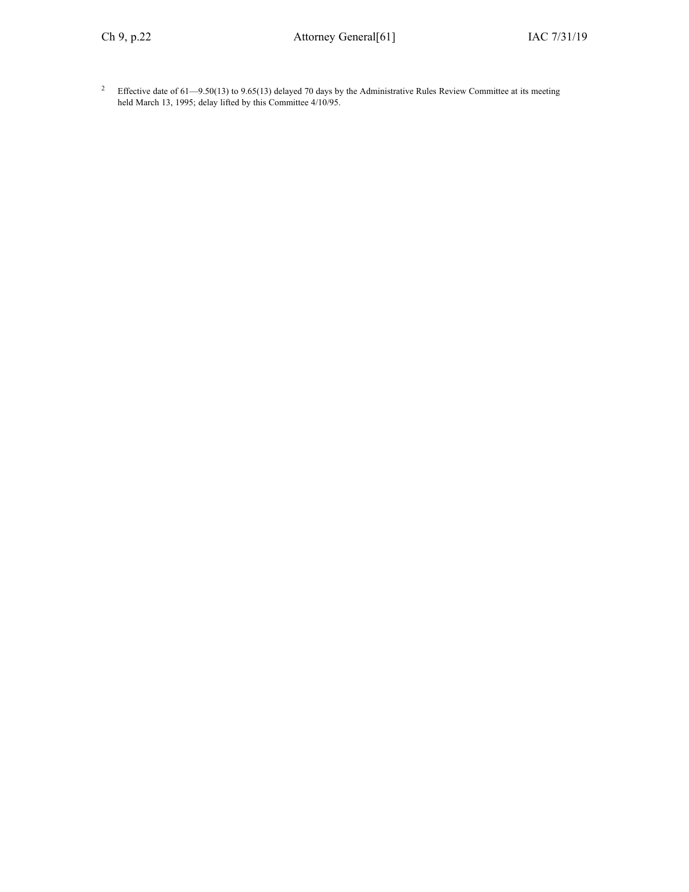[2] Effective date of 61—9.50(13) to 9.65(13) delayed 70 days by the Administrative Rules Review Committee at its meeting held March 13, 1995; delay lifted by this Committee 4/10/95.